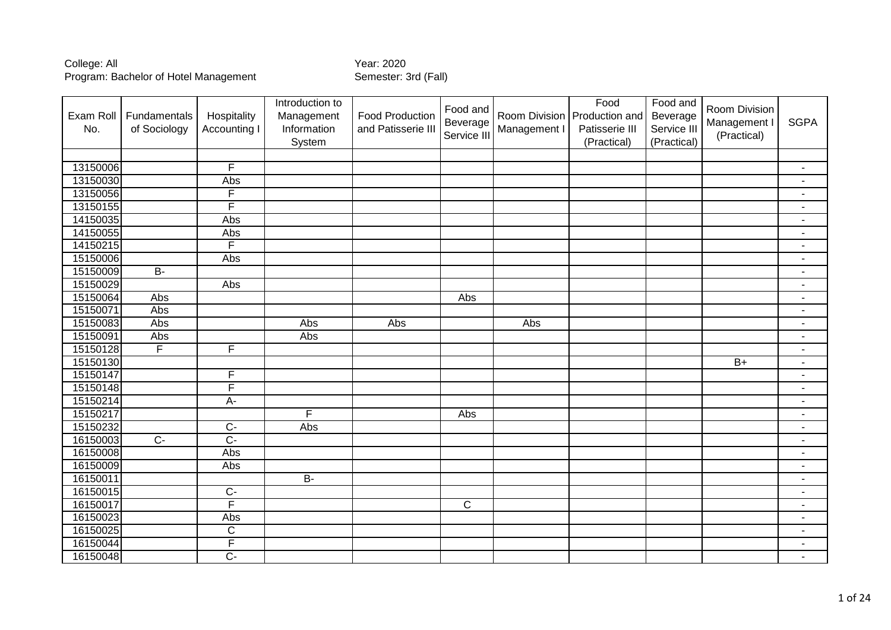College: All
Program: Bachelor of Hotel Management

Year: 2020
Semester: 3rd (Fall)

| Exam Roll No. | Fundamentals of Sociology | Hospitality Accounting I | Introduction to Management Information System | Food Production and Patisserie III | Food and Beverage Service III | Room Division Management I | Food Production and Patisserie III (Practical) | Food and Beverage Service III (Practical) | Room Division Management I (Practical) | SGPA |
|---|---|---|---|---|---|---|---|---|---|---|
| | | | | | | | | | | |
| 13150006 | | F | | | | | | | | - |
| 13150030 | | Abs | | | | | | | | - |
| 13150056 | | F | | | | | | | | - |
| 13150155 | | F | | | | | | | | - |
| 14150035 | | Abs | | | | | | | | - |
| 14150055 | | Abs | | | | | | | | - |
| 14150215 | | F | | | | | | | | - |
| 15150006 | | Abs | | | | | | | | - |
| 15150009 | B- | | | | | | | | | - |
| 15150029 | | Abs | | | | | | | | - |
| 15150064 | Abs | | | | Abs | | | | | - |
| 15150071 | Abs | | | | | | | | | - |
| 15150083 | Abs | | Abs | Abs | | Abs | | | | - |
| 15150091 | Abs | | Abs | | | | | | | - |
| 15150128 | F | F | | | | | | | | - |
| 15150130 | | | | | | | | | B+ | - |
| 15150147 | | F | | | | | | | | - |
| 15150148 | | F | | | | | | | | - |
| 15150214 | | A- | | | | | | | | - |
| 15150217 | | | F | | Abs | | | | | - |
| 15150232 | | C- | Abs | | | | | | | - |
| 16150003 | C- | C- | | | | | | | | - |
| 16150008 | | Abs | | | | | | | | - |
| 16150009 | | Abs | | | | | | | | - |
| 16150011 | | | B- | | | | | | | - |
| 16150015 | | C- | | | | | | | | - |
| 16150017 | | F | | | C | | | | | - |
| 16150023 | | Abs | | | | | | | | - |
| 16150025 | | C | | | | | | | | - |
| 16150044 | | F | | | | | | | | - |
| 16150048 | | C- | | | | | | | | - |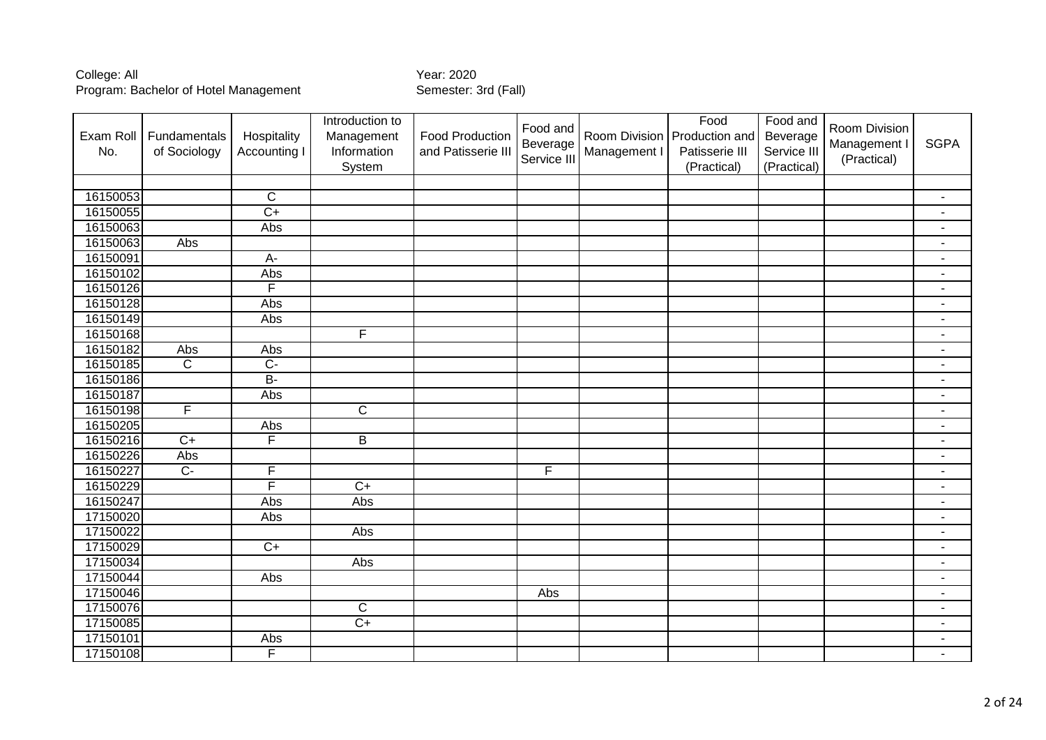College: All
Program: Bachelor of Hotel Management

Year: 2020
Semester: 3rd (Fall)

| Exam Roll No. | Fundamentals of Sociology | Hospitality Accounting I | Introduction to Management Information System | Food Production and Patisserie III | Food and Beverage Service III | Room Division Management I | Food Production and Patisserie III (Practical) | Food and Beverage Service III (Practical) | Room Division Management I (Practical) | SGPA |
|---|---|---|---|---|---|---|---|---|---|---|
| | | | | | | | | | | |
| 16150053 | | C | | | | | | | | - |
| 16150055 | | C+ | | | | | | | | - |
| 16150063 | | Abs | | | | | | | | - |
| 16150063 | Abs | | | | | | | | | - |
| 16150091 | | A- | | | | | | | | - |
| 16150102 | | Abs | | | | | | | | - |
| 16150126 | | F | | | | | | | | - |
| 16150128 | | Abs | | | | | | | | - |
| 16150149 | | Abs | | | | | | | | - |
| 16150168 | | | F | | | | | | | - |
| 16150182 | Abs | Abs | | | | | | | | - |
| 16150185 | C | C- | | | | | | | | - |
| 16150186 | | B- | | | | | | | | - |
| 16150187 | | Abs | | | | | | | | - |
| 16150198 | F | | C | | | | | | | - |
| 16150205 | | Abs | | | | | | | | - |
| 16150216 | C+ | F | B | | | | | | | - |
| 16150226 | Abs | | | | | | | | | - |
| 16150227 | C- | F | | | F | | | | | - |
| 16150229 | | F | C+ | | | | | | | - |
| 16150247 | | Abs | Abs | | | | | | | - |
| 17150020 | | Abs | | | | | | | | - |
| 17150022 | | | Abs | | | | | | | - |
| 17150029 | | C+ | | | | | | | | - |
| 17150034 | | | Abs | | | | | | | - |
| 17150044 | | Abs | | | | | | | | - |
| 17150046 | | | | | Abs | | | | | - |
| 17150076 | | | C | | | | | | | - |
| 17150085 | | | C+ | | | | | | | - |
| 17150101 | | Abs | | | | | | | | - |
| 17150108 | | F | | | | | | | | - |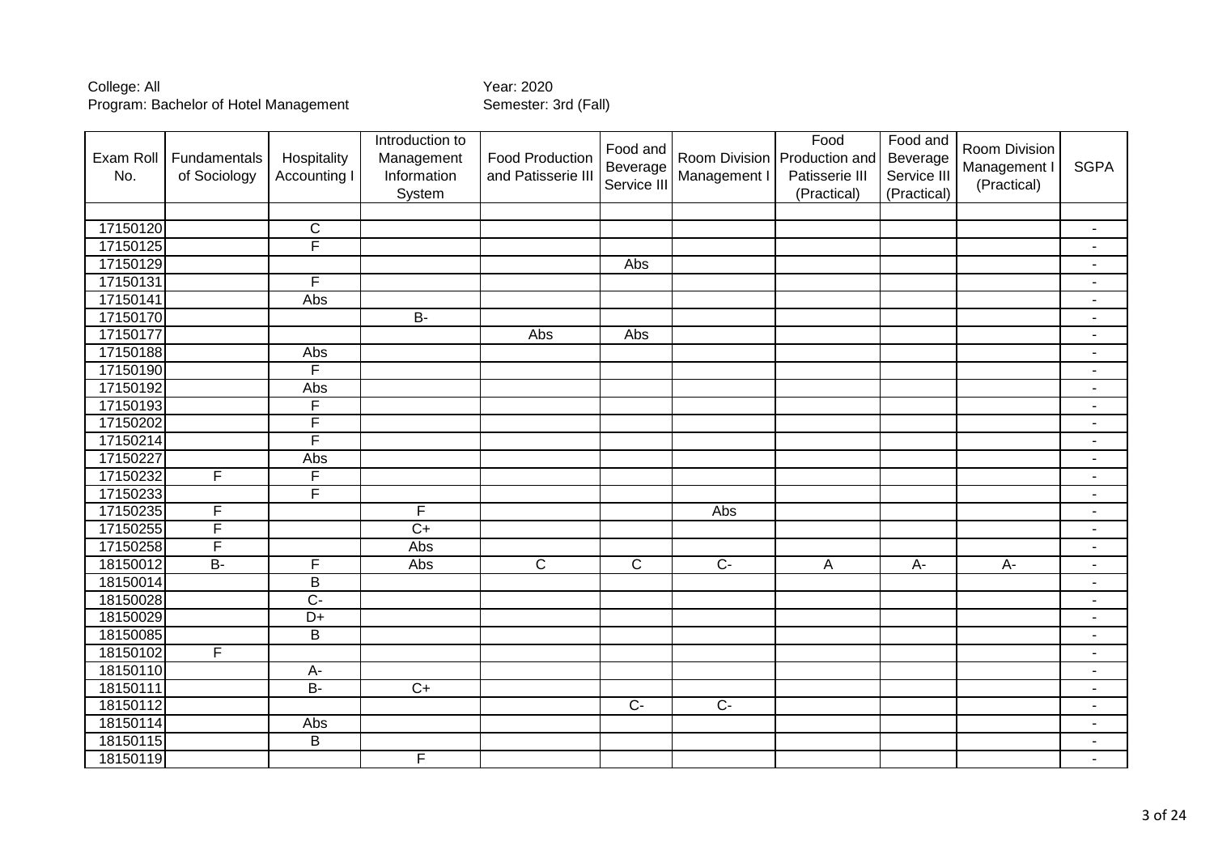College: All
Program: Bachelor of Hotel Management

Year: 2020
Semester: 3rd (Fall)

| Exam Roll No. | Fundamentals of Sociology | Hospitality Accounting I | Introduction to Management Information System | Food Production and Patisserie III | Food and Beverage Service III | Room Division Management I | Food Production and Patisserie III (Practical) | Food and Beverage Service III (Practical) | Room Division Management I (Practical) | SGPA |
|---|---|---|---|---|---|---|---|---|---|---|
| | | | | | | | | | | |
| 17150120 | | C | | | | | | | | - |
| 17150125 | | F | | | | | | | | - |
| 17150129 | | | | | Abs | | | | | - |
| 17150131 | | F | | | | | | | | - |
| 17150141 | | Abs | | | | | | | | - |
| 17150170 | | | B- | | | | | | | - |
| 17150177 | | | | Abs | Abs | | | | | - |
| 17150188 | | Abs | | | | | | | | - |
| 17150190 | | F | | | | | | | | - |
| 17150192 | | Abs | | | | | | | | - |
| 17150193 | | F | | | | | | | | - |
| 17150202 | | F | | | | | | | | - |
| 17150214 | | F | | | | | | | | - |
| 17150227 | | Abs | | | | | | | | - |
| 17150232 | F | F | | | | | | | | - |
| 17150233 | | F | | | | | | | | - |
| 17150235 | F | | F | | | Abs | | | | - |
| 17150255 | F | | C+ | | | | | | | - |
| 17150258 | F | | Abs | | | | | | | - |
| 18150012 | B- | F | Abs | C | C | C- | A | A- | A- | - |
| 18150014 | | B | | | | | | | | - |
| 18150028 | | C- | | | | | | | | - |
| 18150029 | | D+ | | | | | | | | - |
| 18150085 | | B | | | | | | | | - |
| 18150102 | F | | | | | | | | | - |
| 18150110 | | A- | | | | | | | | - |
| 18150111 | | B- | C+ | | | | | | | - |
| 18150112 | | | | | C- | C- | | | | - |
| 18150114 | | Abs | | | | | | | | - |
| 18150115 | | B | | | | | | | | - |
| 18150119 | | | F | | | | | | | - |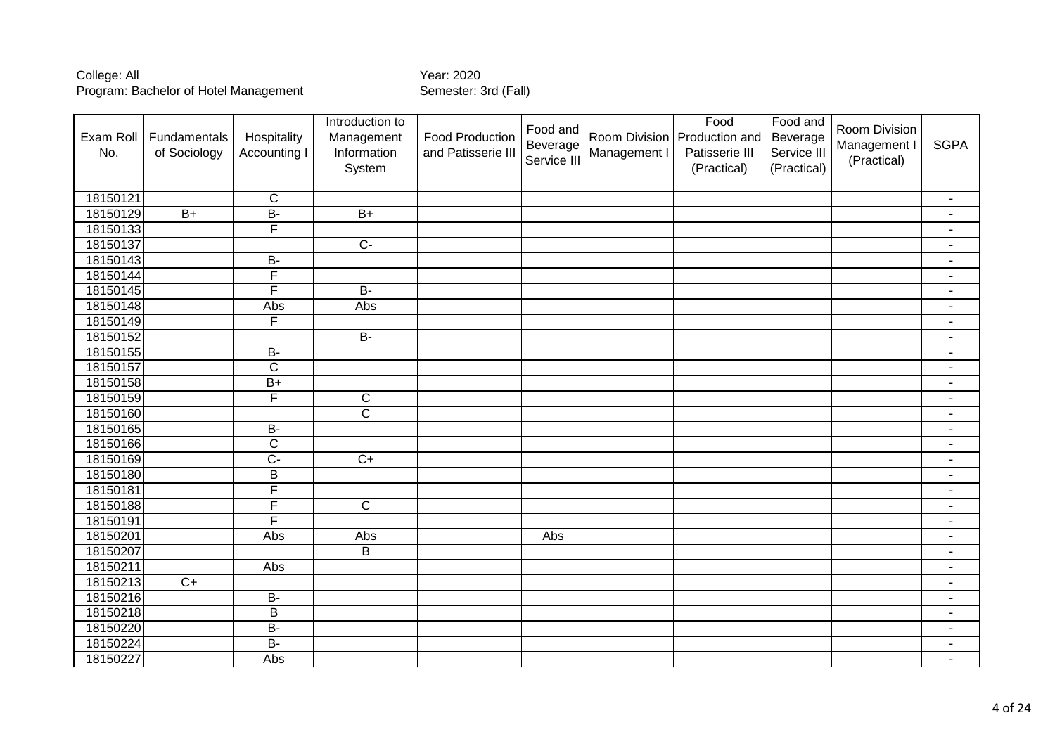College: All
Program: Bachelor of Hotel Management

Year: 2020
Semester: 3rd (Fall)

| Exam Roll No. | Fundamentals of Sociology | Hospitality Accounting I | Introduction to Management Information System | Food Production and Patisserie III | Food and Beverage Service III | Room Division Management I | Food Production and Patisserie III (Practical) | Food and Beverage Service III (Practical) | Room Division Management I (Practical) | SGPA |
|---|---|---|---|---|---|---|---|---|---|---|
| | | | | | | | | | | |
| 18150121 | | C | | | | | | | | - |
| 18150129 | B+ | B- | B+ | | | | | | | - |
| 18150133 | | F | | | | | | | | - |
| 18150137 | | | C- | | | | | | | - |
| 18150143 | | B- | | | | | | | | - |
| 18150144 | | F | | | | | | | | - |
| 18150145 | | F | B- | | | | | | | - |
| 18150148 | | Abs | Abs | | | | | | | - |
| 18150149 | | F | | | | | | | | - |
| 18150152 | | | B- | | | | | | | - |
| 18150155 | | B- | | | | | | | | - |
| 18150157 | | C | | | | | | | | - |
| 18150158 | | B+ | | | | | | | | - |
| 18150159 | | F | C | | | | | | | - |
| 18150160 | | | C | | | | | | | - |
| 18150165 | | B- | | | | | | | | - |
| 18150166 | | C | | | | | | | | - |
| 18150169 | | C- | C+ | | | | | | | - |
| 18150180 | | B | | | | | | | | - |
| 18150181 | | F | | | | | | | | - |
| 18150188 | | F | C | | | | | | | - |
| 18150191 | | F | | | | | | | | - |
| 18150201 | | Abs | Abs | | Abs | | | | | - |
| 18150207 | | | B | | | | | | | - |
| 18150211 | | Abs | | | | | | | | - |
| 18150213 | C+ | | | | | | | | | - |
| 18150216 | | B- | | | | | | | | - |
| 18150218 | | B | | | | | | | | - |
| 18150220 | | B- | | | | | | | | - |
| 18150224 | | B- | | | | | | | | - |
| 18150227 | | Abs | | | | | | | | - |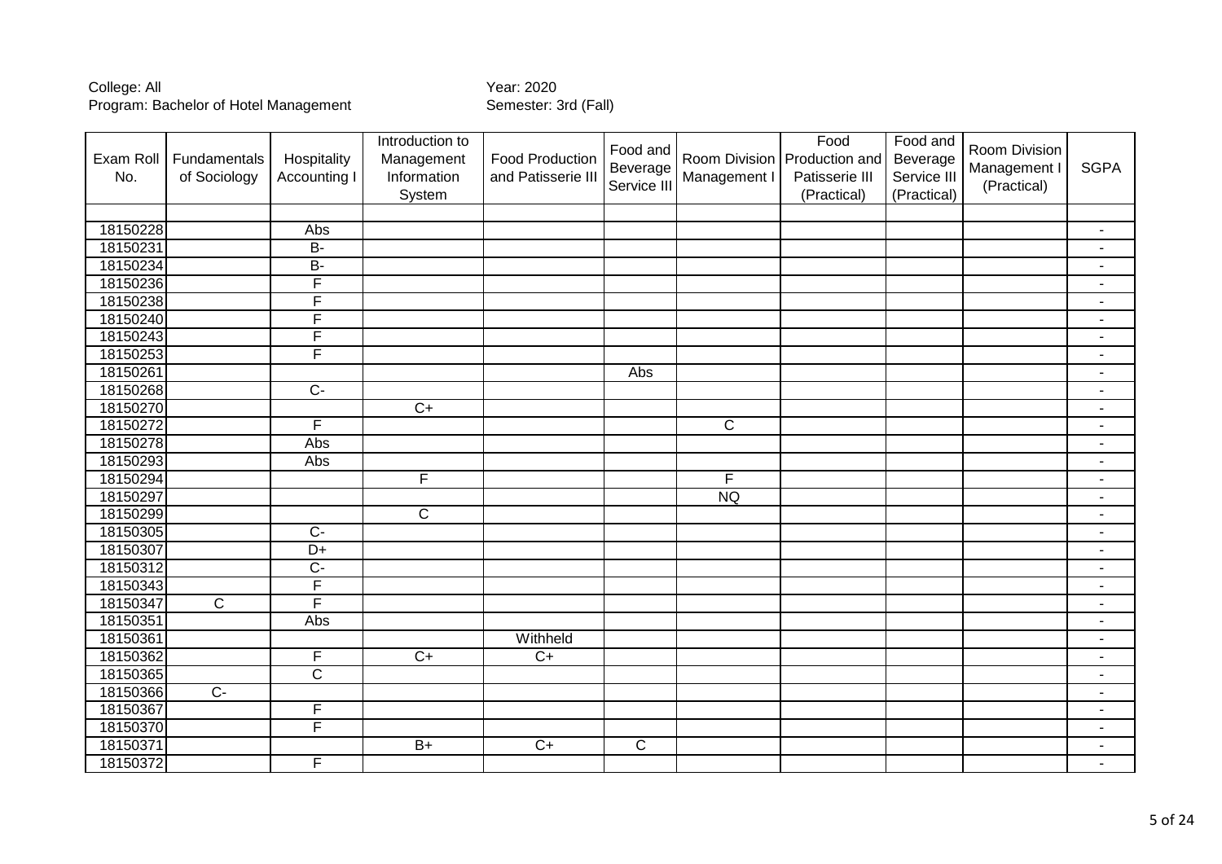College: All
Program: Bachelor of Hotel Management

Year: 2020
Semester: 3rd (Fall)

| Exam Roll No. | Fundamentals of Sociology | Hospitality Accounting I | Introduction to Management Information System | Food Production and Patisserie III | Food and Beverage Service III | Room Division Management I | Food Production and Patisserie III (Practical) | Food and Beverage Service III (Practical) | Room Division Management I (Practical) | SGPA |
|---|---|---|---|---|---|---|---|---|---|---|
| | | | | | | | | | | |
| 18150228 | | Abs | | | | | | | | - |
| 18150231 | | B- | | | | | | | | - |
| 18150234 | | B- | | | | | | | | - |
| 18150236 | | F | | | | | | | | - |
| 18150238 | | F | | | | | | | | - |
| 18150240 | | F | | | | | | | | - |
| 18150243 | | F | | | | | | | | - |
| 18150253 | | F | | | | | | | | - |
| 18150261 | | | | | Abs | | | | | - |
| 18150268 | | C- | | | | | | | | - |
| 18150270 | | | C+ | | | | | | | - |
| 18150272 | | F | | | | C | | | | - |
| 18150278 | | Abs | | | | | | | | - |
| 18150293 | | Abs | | | | | | | | - |
| 18150294 | | | F | | | F | | | | - |
| 18150297 | | | | | | NQ | | | | - |
| 18150299 | | | C | | | | | | | - |
| 18150305 | | C- | | | | | | | | - |
| 18150307 | | D+ | | | | | | | | - |
| 18150312 | | C- | | | | | | | | - |
| 18150343 | | F | | | | | | | | - |
| 18150347 | C | F | | | | | | | | - |
| 18150351 | | Abs | | | | | | | | - |
| 18150361 | | | | Withheld | | | | | | - |
| 18150362 | | F | C+ | C+ | | | | | | - |
| 18150365 | | C | | | | | | | | - |
| 18150366 | C- | | | | | | | | | - |
| 18150367 | | F | | | | | | | | - |
| 18150370 | | F | | | | | | | | - |
| 18150371 | | | B+ | C+ | C | | | | | - |
| 18150372 | | F | | | | | | | | - |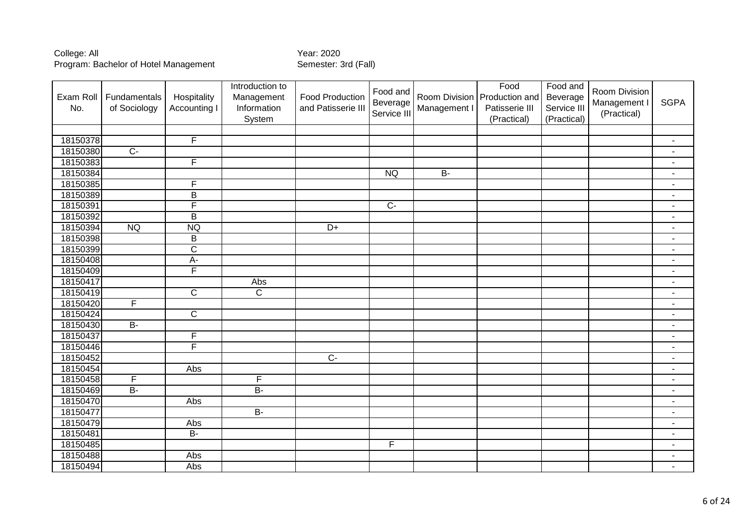College: All  
Program: Bachelor of Hotel Management

Year: 2020  
Semester: 3rd (Fall)

| Exam Roll No. | Fundamentals of Sociology | Hospitality Accounting I | Introduction to Management Information System | Food Production and Patisserie III | Food and Beverage Service III | Room Division Management I | Food Production and Patisserie III (Practical) | Food and Beverage Service III (Practical) | Room Division Management I (Practical) | SGPA |
|---|---|---|---|---|---|---|---|---|---|---|
| | | | | | | | | | | |
| 18150378 | | F | | | | | | | | - |
| 18150380 | C- | | | | | | | | | - |
| 18150383 | | F | | | | | | | | - |
| 18150384 | | | | | NQ | B- | | | | - |
| 18150385 | | F | | | | | | | | - |
| 18150389 | | B | | | | | | | | - |
| 18150391 | | F | | | C- | | | | | - |
| 18150392 | | B | | | | | | | | - |
| 18150394 | NQ | NQ | | D+ | | | | | | - |
| 18150398 | | B | | | | | | | | - |
| 18150399 | | C | | | | | | | | - |
| 18150408 | | A- | | | | | | | | - |
| 18150409 | | F | | | | | | | | - |
| 18150417 | | | Abs | | | | | | | - |
| 18150419 | | C | C | | | | | | | - |
| 18150420 | F | | | | | | | | | - |
| 18150424 | | C | | | | | | | | - |
| 18150430 | B- | | | | | | | | | - |
| 18150437 | | F | | | | | | | | - |
| 18150446 | | F | | | | | | | | - |
| 18150452 | | | | C- | | | | | | - |
| 18150454 | | Abs | | | | | | | | - |
| 18150458 | F | | F | | | | | | | - |
| 18150469 | B- | | B- | | | | | | | - |
| 18150470 | | Abs | | | | | | | | - |
| 18150477 | | | B- | | | | | | | - |
| 18150479 | | Abs | | | | | | | | - |
| 18150481 | | B- | | | | | | | | - |
| 18150485 | | | | | F | | | | | - |
| 18150488 | | Abs | | | | | | | | - |
| 18150494 | | Abs | | | | | | | | - |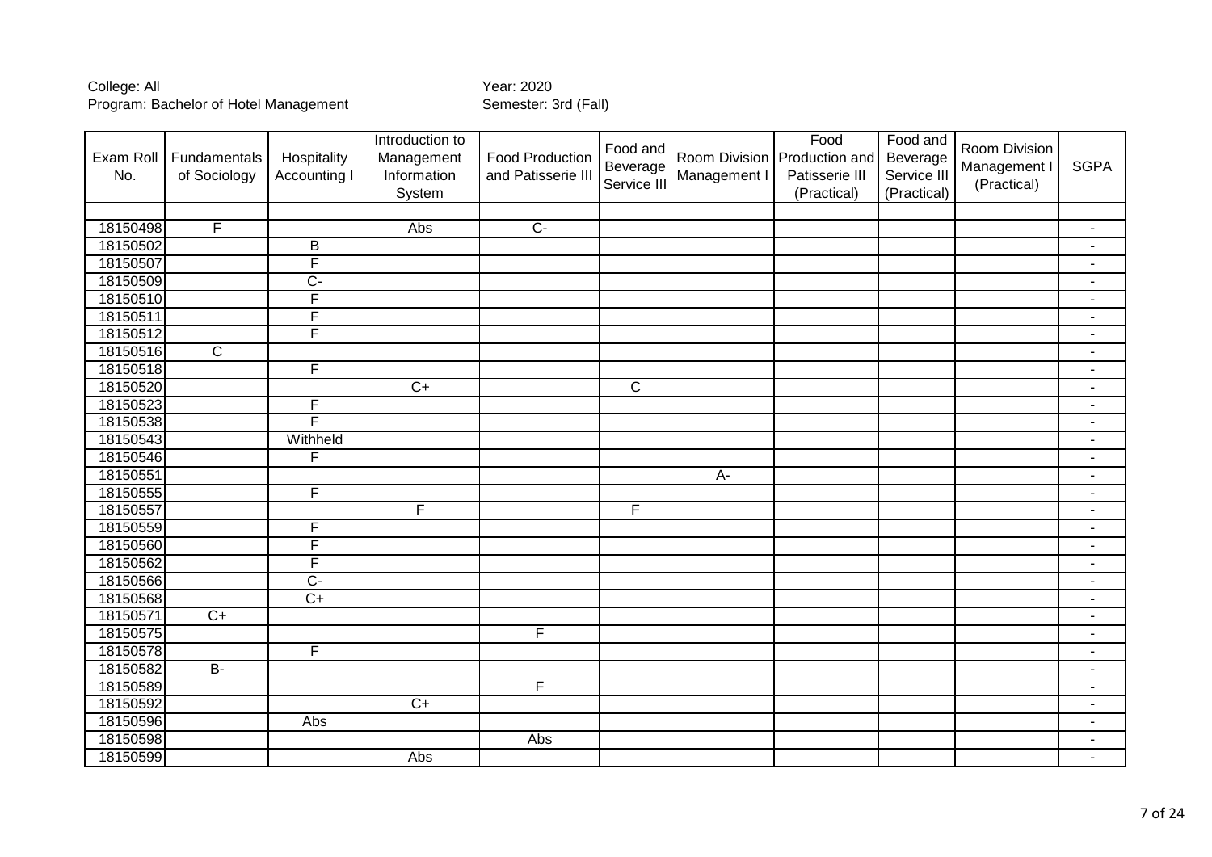College: All
Program: Bachelor of Hotel Management

Year: 2020
Semester: 3rd (Fall)

| Exam Roll No. | Fundamentals of Sociology | Hospitality Accounting I | Introduction to Management Information System | Food Production and Patisserie III | Food and Beverage Service III | Room Division Management I | Food Production and Patisserie III (Practical) | Food and Beverage Service III (Practical) | Room Division Management I (Practical) | SGPA |
|---|---|---|---|---|---|---|---|---|---|---|
| | | | | | | | | | | |
| 18150498 | F | | Abs | C- | | | | | | - |
| 18150502 | | B | | | | | | | | - |
| 18150507 | | F | | | | | | | | - |
| 18150509 | | C- | | | | | | | | - |
| 18150510 | | F | | | | | | | | - |
| 18150511 | | F | | | | | | | | - |
| 18150512 | | F | | | | | | | | - |
| 18150516 | C | | | | | | | | | - |
| 18150518 | | F | | | | | | | | - |
| 18150520 | | | C+ | | C | | | | | - |
| 18150523 | | F | | | | | | | | - |
| 18150538 | | F | | | | | | | | - |
| 18150543 | | Withheld | | | | | | | | - |
| 18150546 | | F | | | | | | | | - |
| 18150551 | | | | | | A- | | | | - |
| 18150555 | | F | | | | | | | | - |
| 18150557 | | | F | | F | | | | | - |
| 18150559 | | F | | | | | | | | - |
| 18150560 | | F | | | | | | | | - |
| 18150562 | | F | | | | | | | | - |
| 18150566 | | C- | | | | | | | | - |
| 18150568 | | C+ | | | | | | | | - |
| 18150571 | C+ | | | | | | | | | - |
| 18150575 | | | | F | | | | | | - |
| 18150578 | | F | | | | | | | | - |
| 18150582 | B- | | | | | | | | | - |
| 18150589 | | | | F | | | | | | - |
| 18150592 | | | C+ | | | | | | | - |
| 18150596 | | Abs | | | | | | | | - |
| 18150598 | | | | Abs | | | | | | - |
| 18150599 | | | Abs | | | | | | | - |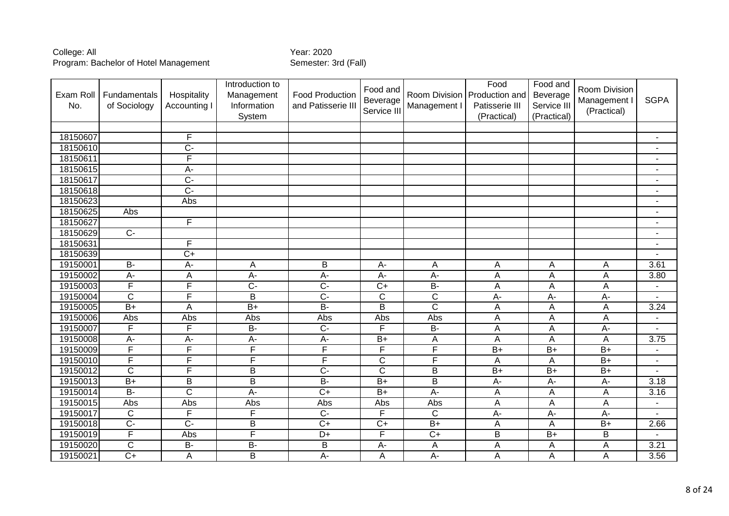College: All
Program: Bachelor of Hotel Management

Year: 2020
Semester: 3rd (Fall)

| Exam Roll No. | Fundamentals of Sociology | Hospitality Accounting I | Introduction to Management Information System | Food Production and Patisserie III | Food and Beverage Service III | Room Division Management I | Food Production and Patisserie III (Practical) | Food and Beverage Service III (Practical) | Room Division Management I (Practical) | SGPA |
|---|---|---|---|---|---|---|---|---|---|---|
| | | | | | | | | | | |
| 18150607 | | F | | | | | | | | - |
| 18150610 | | C- | | | | | | | | - |
| 18150611 | | F | | | | | | | | - |
| 18150615 | | A- | | | | | | | | - |
| 18150617 | | C- | | | | | | | | - |
| 18150618 | | C- | | | | | | | | - |
| 18150623 | | Abs | | | | | | | | - |
| 18150625 | Abs | | | | | | | | | - |
| 18150627 | | F | | | | | | | | - |
| 18150629 | C- | | | | | | | | | - |
| 18150631 | | F | | | | | | | | - |
| 18150639 | | C+ | | | | | | | | - |
| 19150001 | B- | A- | A | B | A- | A | A | A | A | 3.61 |
| 19150002 | A- | A | A- | A- | A- | A- | A | A | A | 3.80 |
| 19150003 | F | F | C- | C- | C+ | B- | A | A | A | - |
| 19150004 | C | F | B | C- | C | C | A- | A- | A- | - |
| 19150005 | B+ | A | B+ | B- | B | C | A | A | A | 3.24 |
| 19150006 | Abs | Abs | Abs | Abs | Abs | Abs | A | A | A | - |
| 19150007 | F | F | B- | C- | F | B- | A | A | A- | - |
| 19150008 | A- | A- | A- | A- | B+ | A | A | A | A | 3.75 |
| 19150009 | F | F | F | F | F | F | B+ | B+ | B+ | - |
| 19150010 | F | F | F | F | C | F | A | A | B+ | - |
| 19150012 | C | F | B | C- | C | B | B+ | B+ | B+ | - |
| 19150013 | B+ | B | B | B- | B+ | B | A- | A- | A- | 3.18 |
| 19150014 | B- | C | A- | C+ | B+ | A- | A | A | A | 3.16 |
| 19150015 | Abs | Abs | Abs | Abs | Abs | Abs | A | A | A | - |
| 19150017 | C | F | F | C- | F | C | A- | A- | A- | - |
| 19150018 | C- | C- | B | C+ | C+ | B+ | A | A | B+ | 2.66 |
| 19150019 | F | Abs | F | D+ | F | C+ | B | B+ | B | - |
| 19150020 | C | B- | B- | B | A- | A | A | A | A | 3.21 |
| 19150021 | C+ | A | B | A- | A | A- | A | A | A | 3.56 |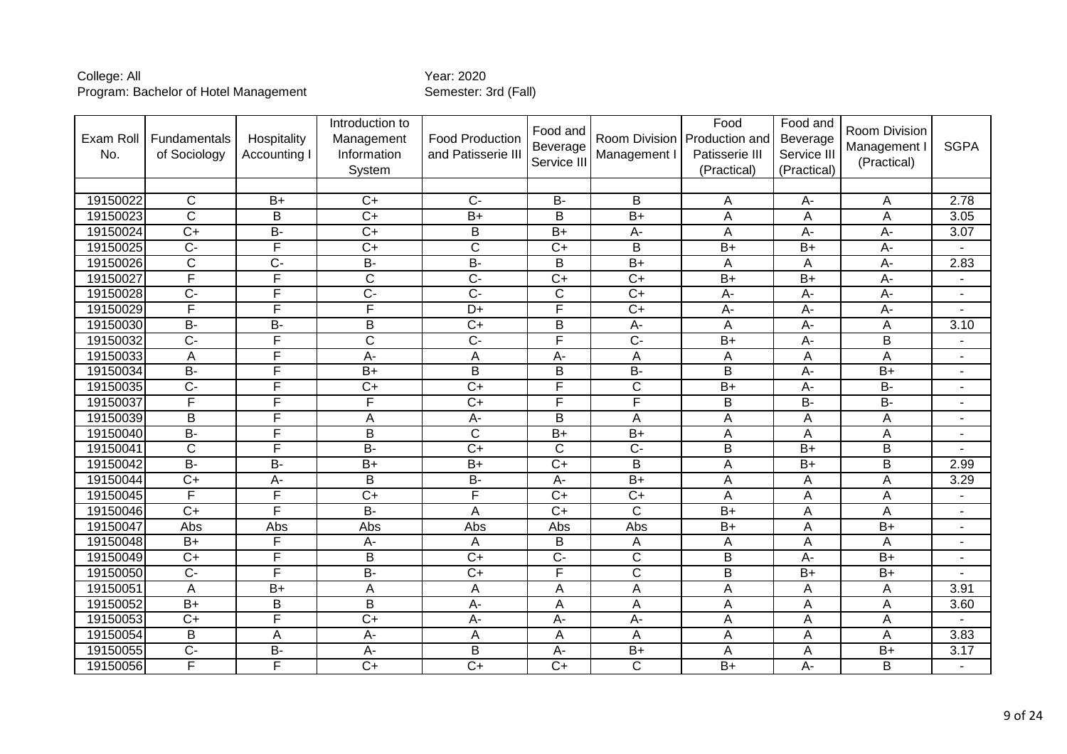College: All
Program: Bachelor of Hotel Management

Year: 2020
Semester: 3rd (Fall)

| Exam Roll No. | Fundamentals of Sociology | Hospitality Accounting I | Introduction to Management Information System | Food Production and Patisserie III | Food and Beverage Service III | Room Division Management I | Food Production and Patisserie III (Practical) | Food and Beverage Service III (Practical) | Room Division Management I (Practical) | SGPA |
|---|---|---|---|---|---|---|---|---|---|---|
| | | | | | | | | | | |
| 19150022 | C | B+ | C+ | C- | B- | B | A | A- | A | 2.78 |
| 19150023 | C | B | C+ | B+ | B | B+ | A | A | A | 3.05 |
| 19150024 | C+ | B- | C+ | B | B+ | A- | A | A- | A- | 3.07 |
| 19150025 | C- | F | C+ | C | C+ | B | B+ | B+ | A- | - |
| 19150026 | C | C- | B- | B- | B | B+ | A | A | A- | 2.83 |
| 19150027 | F | F | C | C- | C+ | C+ | B+ | B+ | A- | - |
| 19150028 | C- | F | C- | C- | C | C+ | A- | A- | A- | - |
| 19150029 | F | F | F | D+ | F | C+ | A- | A- | A- | - |
| 19150030 | B- | B- | B | C+ | B | A- | A | A- | A | 3.10 |
| 19150032 | C- | F | C | C- | F | C- | B+ | A- | B | - |
| 19150033 | A | F | A- | A | A- | A | A | A | A | - |
| 19150034 | B- | F | B+ | B | B | B- | B | A- | B+ | - |
| 19150035 | C- | F | C+ | C+ | F | C | B+ | A- | B- | - |
| 19150037 | F | F | F | C+ | F | F | B | B- | B- | - |
| 19150039 | B | F | A | A- | B | A | A | A | A | - |
| 19150040 | B- | F | B | C | B+ | B+ | A | A | A | - |
| 19150041 | C | F | B- | C+ | C | C- | B | B+ | B | - |
| 19150042 | B- | B- | B+ | B+ | C+ | B | A | B+ | B | 2.99 |
| 19150044 | C+ | A- | B | B- | A- | B+ | A | A | A | 3.29 |
| 19150045 | F | F | C+ | F | C+ | C+ | A | A | A | - |
| 19150046 | C+ | F | B- | A | C+ | C | B+ | A | A | - |
| 19150047 | Abs | Abs | Abs | Abs | Abs | Abs | B+ | A | B+ | - |
| 19150048 | B+ | F | A- | A | B | A | A | A | A | - |
| 19150049 | C+ | F | B | C+ | C- | C | B | A- | B+ | - |
| 19150050 | C- | F | B- | C+ | F | C | B | B+ | B+ | - |
| 19150051 | A | B+ | A | A | A | A | A | A | A | 3.91 |
| 19150052 | B+ | B | B | A- | A | A | A | A | A | 3.60 |
| 19150053 | C+ | F | C+ | A- | A- | A- | A | A | A | - |
| 19150054 | B | A | A- | A | A | A | A | A | A | 3.83 |
| 19150055 | C- | B- | A- | B | A- | B+ | A | A | B+ | 3.17 |
| 19150056 | F | F | C+ | C+ | C+ | C | B+ | A- | B | - |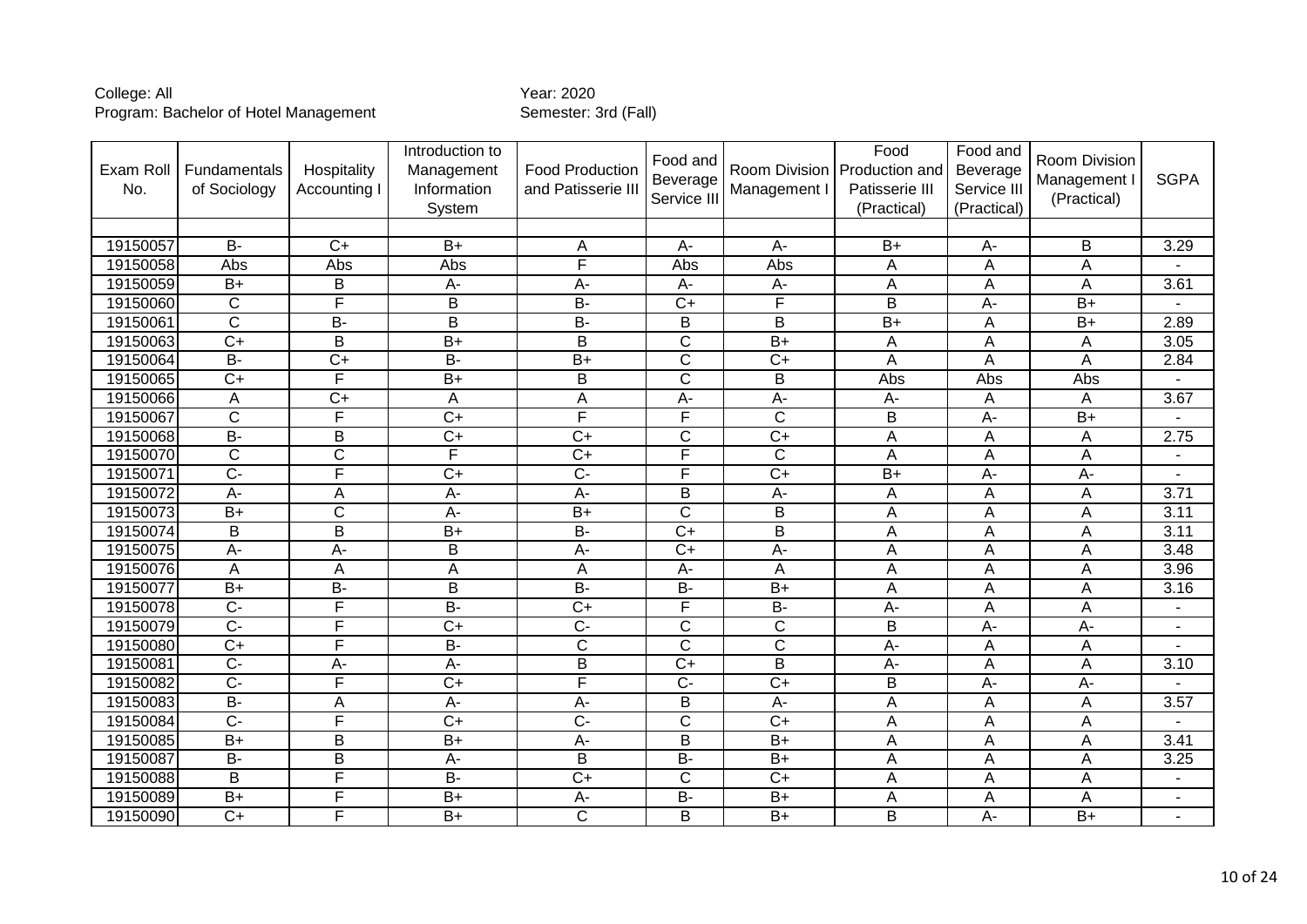College: All
Program: Bachelor of Hotel Management

Year: 2020
Semester: 3rd (Fall)

| Exam Roll No. | Fundamentals of Sociology | Hospitality Accounting I | Introduction to Management Information System | Food Production and Patisserie III | Food and Beverage Service III | Room Division Management I | Food Production and Patisserie III (Practical) | Food and Beverage Service III (Practical) | Room Division Management I (Practical) | SGPA |
|---|---|---|---|---|---|---|---|---|---|---|
| | | | | | | | | | | |
| 19150057 | B- | C+ | B+ | A | A- | A- | B+ | A- | B | 3.29 |
| 19150058 | Abs | Abs | Abs | F | Abs | Abs | A | A | A | - |
| 19150059 | B+ | B | A- | A- | A- | A- | A | A | A | 3.61 |
| 19150060 | C | F | B | B- | C+ | F | B | A- | B+ | - |
| 19150061 | C | B- | B | B- | B | B | B+ | A | B+ | 2.89 |
| 19150063 | C+ | B | B+ | B | C | B+ | A | A | A | 3.05 |
| 19150064 | B- | C+ | B- | B+ | C | C+ | A | A | A | 2.84 |
| 19150065 | C+ | F | B+ | B | C | B | Abs | Abs | Abs | - |
| 19150066 | A | C+ | A | A | A- | A- | A- | A | A | 3.67 |
| 19150067 | C | F | C+ | F | F | C | B | A- | B+ | - |
| 19150068 | B- | B | C+ | C+ | C | C+ | A | A | A | 2.75 |
| 19150070 | C | C | F | C+ | F | C | A | A | A | - |
| 19150071 | C- | F | C+ | C- | F | C+ | B+ | A- | A- | - |
| 19150072 | A- | A | A- | A- | B | A- | A | A | A | 3.71 |
| 19150073 | B+ | C | A- | B+ | C | B | A | A | A | 3.11 |
| 19150074 | B | B | B+ | B- | C+ | B | A | A | A | 3.11 |
| 19150075 | A- | A- | B | A- | C+ | A- | A | A | A | 3.48 |
| 19150076 | A | A | A | A | A- | A | A | A | A | 3.96 |
| 19150077 | B+ | B- | B | B- | B- | B+ | A | A | A | 3.16 |
| 19150078 | C- | F | B- | C+ | F | B- | A- | A | A | - |
| 19150079 | C- | F | C+ | C- | C | C | B | A- | A- | - |
| 19150080 | C+ | F | B- | C | C | C | A- | A | A | - |
| 19150081 | C- | A- | A- | B | C+ | B | A- | A | A | 3.10 |
| 19150082 | C- | F | C+ | F | C- | C+ | B | A- | A- | - |
| 19150083 | B- | A | A- | A- | B | A- | A | A | A | 3.57 |
| 19150084 | C- | F | C+ | C- | C | C+ | A | A | A | - |
| 19150085 | B+ | B | B+ | A- | B | B+ | A | A | A | 3.41 |
| 19150087 | B- | B | A- | B | B- | B+ | A | A | A | 3.25 |
| 19150088 | B | F | B- | C+ | C | C+ | A | A | A | - |
| 19150089 | B+ | F | B+ | A- | B- | B+ | A | A | A | - |
| 19150090 | C+ | F | B+ | C | B | B+ | B | A- | B+ | - |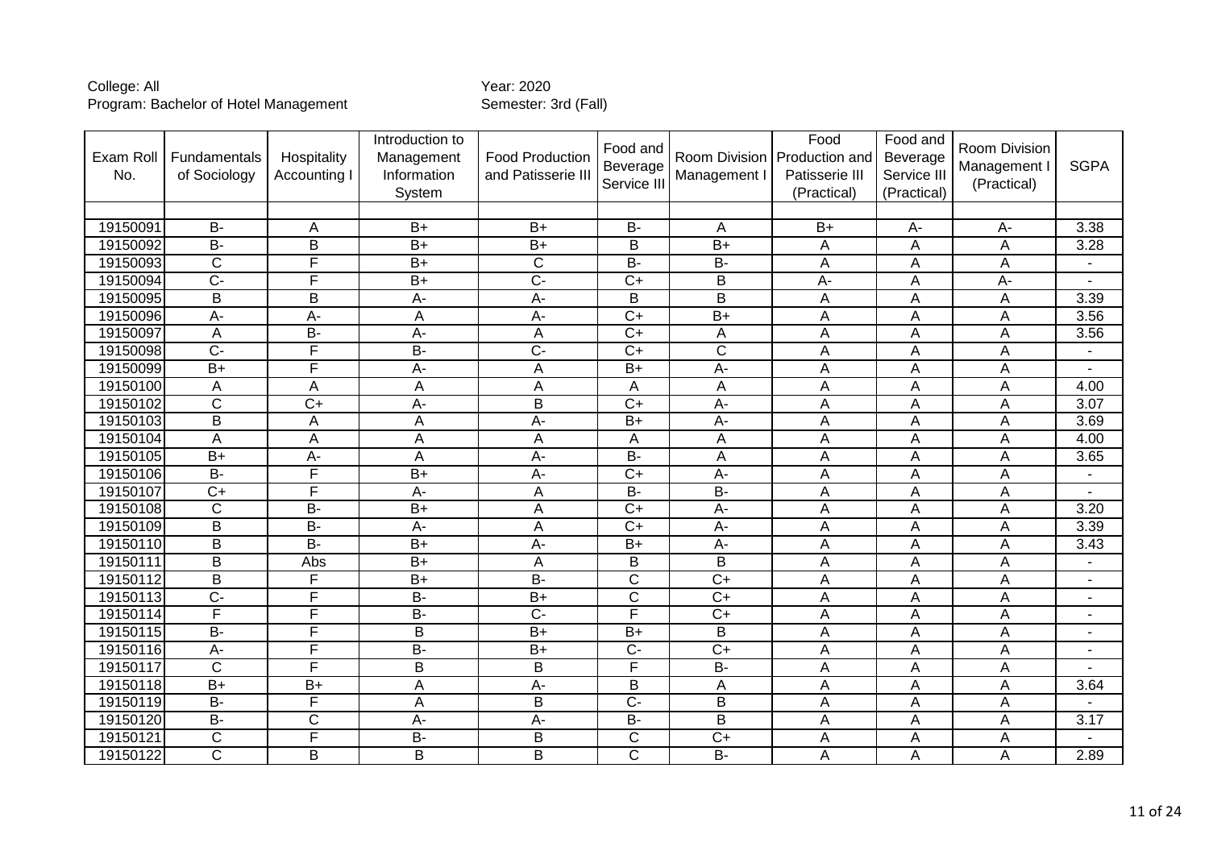College: All
Program: Bachelor of Hotel Management

Year: 2020
Semester: 3rd (Fall)

| Exam Roll No. | Fundamentals of Sociology | Hospitality Accounting I | Introduction to Management Information System | Food Production and Patisserie III | Food and Beverage Service III | Room Division Management I | Food Production and Patisserie III (Practical) | Food and Beverage Service III (Practical) | Room Division Management I (Practical) | SGPA |
|---|---|---|---|---|---|---|---|---|---|---|
| | | | | | | | | | | |
| 19150091 | B- | A | B+ | B+ | B- | A | B+ | A- | A- | 3.38 |
| 19150092 | B- | B | B+ | B+ | B | B+ | A | A | A | 3.28 |
| 19150093 | C | F | B+ | C | B- | B- | A | A | A | - |
| 19150094 | C- | F | B+ | C- | C+ | B | A- | A | A- | - |
| 19150095 | B | B | A- | A- | B | B | A | A | A | 3.39 |
| 19150096 | A- | A- | A | A- | C+ | B+ | A | A | A | 3.56 |
| 19150097 | A | B- | A- | A | C+ | A | A | A | A | 3.56 |
| 19150098 | C- | F | B- | C- | C+ | C | A | A | A | - |
| 19150099 | B+ | F | A- | A | B+ | A- | A | A | A | - |
| 19150100 | A | A | A | A | A | A | A | A | A | 4.00 |
| 19150102 | C | C+ | A- | B | C+ | A- | A | A | A | 3.07 |
| 19150103 | B | A | A | A- | B+ | A- | A | A | A | 3.69 |
| 19150104 | A | A | A | A | A | A | A | A | A | 4.00 |
| 19150105 | B+ | A- | A | A- | B- | A | A | A | A | 3.65 |
| 19150106 | B- | F | B+ | A- | C+ | A- | A | A | A | - |
| 19150107 | C+ | F | A- | A | B- | B- | A | A | A | - |
| 19150108 | C | B- | B+ | A | C+ | A- | A | A | A | 3.20 |
| 19150109 | B | B- | A- | A | C+ | A- | A | A | A | 3.39 |
| 19150110 | B | B- | B+ | A- | B+ | A- | A | A | A | 3.43 |
| 19150111 | B | Abs | B+ | A | B | B | A | A | A | - |
| 19150112 | B | F | B+ | B- | C | C+ | A | A | A | - |
| 19150113 | C- | F | B- | B+ | C | C+ | A | A | A | - |
| 19150114 | F | F | B- | C- | F | C+ | A | A | A | - |
| 19150115 | B- | F | B | B+ | B+ | B | A | A | A | - |
| 19150116 | A- | F | B- | B+ | C- | C+ | A | A | A | - |
| 19150117 | C | F | B | B | F | B- | A | A | A | - |
| 19150118 | B+ | B+ | A | A- | B | A | A | A | A | 3.64 |
| 19150119 | B- | F | A | B | C- | B | A | A | A | - |
| 19150120 | B- | C | A- | A- | B- | B | A | A | A | 3.17 |
| 19150121 | C | F | B- | B | C | C+ | A | A | A | - |
| 19150122 | C | B | B | B | C | B- | A | A | A | 2.89 |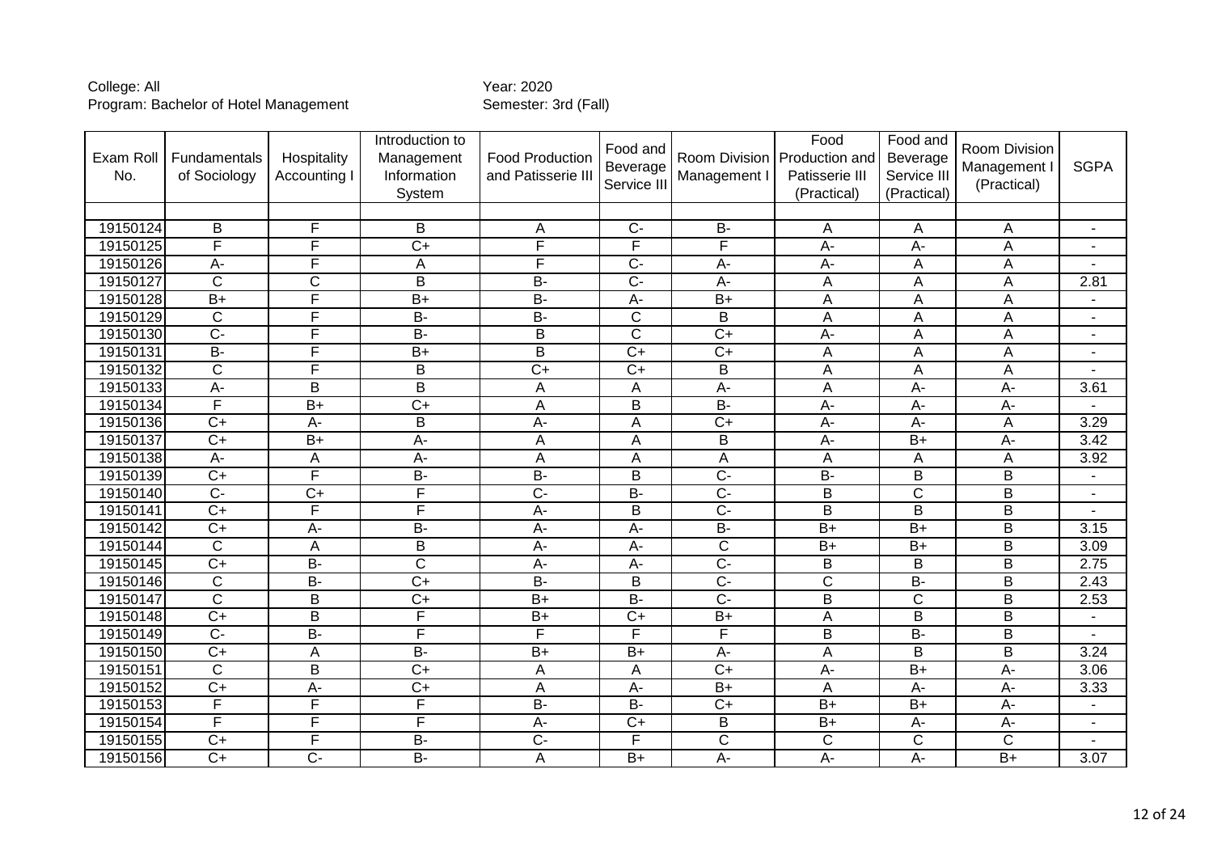College: All
Program: Bachelor of Hotel Management

Year: 2020
Semester: 3rd (Fall)

| Exam Roll No. | Fundamentals of Sociology | Hospitality Accounting I | Introduction to Management Information System | Food Production and Patisserie III | Food and Beverage Service III | Room Division Management I | Food Production and Patisserie III (Practical) | Food and Beverage Service III (Practical) | Room Division Management I (Practical) | SGPA |
|---|---|---|---|---|---|---|---|---|---|---|
| | | | | | | | | | | |
| 19150124 | B | F | B | A | C- | B- | A | A | A | - |
| 19150125 | F | F | C+ | F | F | F | A- | A- | A | - |
| 19150126 | A- | F | A | F | C- | A- | A- | A | A | - |
| 19150127 | C | C | B | B- | C- | A- | A | A | A | 2.81 |
| 19150128 | B+ | F | B+ | B- | A- | B+ | A | A | A | - |
| 19150129 | C | F | B- | B- | C | B | A | A | A | - |
| 19150130 | C- | F | B- | B | C | C+ | A- | A | A | - |
| 19150131 | B- | F | B+ | B | C+ | C+ | A | A | A | - |
| 19150132 | C | F | B | C+ | C+ | B | A | A | A | - |
| 19150133 | A- | B | B | A | A | A- | A | A- | A- | 3.61 |
| 19150134 | F | B+ | C+ | A | B | B- | A- | A- | A- | - |
| 19150136 | C+ | A- | B | A- | A | C+ | A- | A- | A | 3.29 |
| 19150137 | C+ | B+ | A- | A | A | B | A- | B+ | A- | 3.42 |
| 19150138 | A- | A | A- | A | A | A | A | A | A | 3.92 |
| 19150139 | C+ | F | B- | B- | B | C- | B- | B | B | - |
| 19150140 | C- | C+ | F | C- | B- | C- | B | C | B | - |
| 19150141 | C+ | F | F | A- | B | C- | B | B | B | - |
| 19150142 | C+ | A- | B- | A- | A- | B- | B+ | B+ | B | 3.15 |
| 19150144 | C | A | B | A- | A- | C | B+ | B+ | B | 3.09 |
| 19150145 | C+ | B- | C | A- | A- | C- | B | B | B | 2.75 |
| 19150146 | C | B- | C+ | B- | B | C- | C | B- | B | 2.43 |
| 19150147 | C | B | C+ | B+ | B- | C- | B | C | B | 2.53 |
| 19150148 | C+ | B | F | B+ | C+ | B+ | A | B | B | - |
| 19150149 | C- | B- | F | F | F | F | B | B- | B | - |
| 19150150 | C+ | A | B- | B+ | B+ | A- | A | B | B | 3.24 |
| 19150151 | C | B | C+ | A | A | C+ | A- | B+ | A- | 3.06 |
| 19150152 | C+ | A- | C+ | A | A- | B+ | A | A- | A- | 3.33 |
| 19150153 | F | F | F | B- | B- | C+ | B+ | B+ | A- | - |
| 19150154 | F | F | F | A- | C+ | B | B+ | A- | A- | - |
| 19150155 | C+ | F | B- | C- | F | C | C | C | C | - |
| 19150156 | C+ | C- | B- | A | B+ | A- | A- | A- | B+ | 3.07 |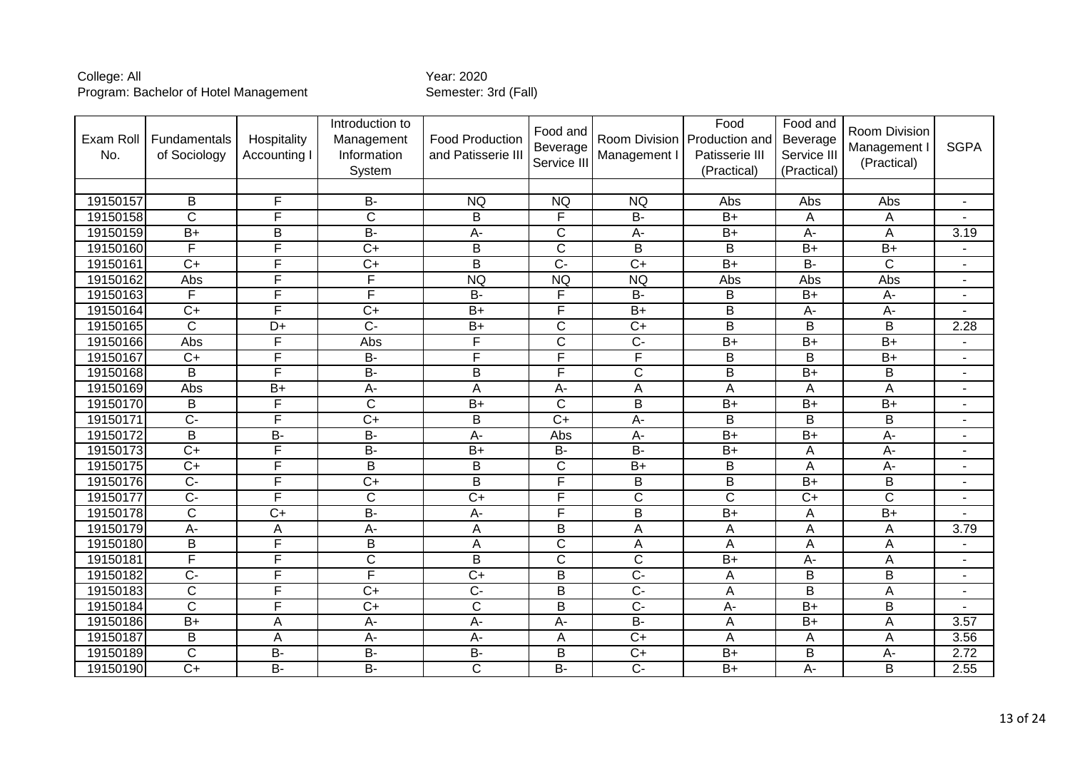College: All
Program: Bachelor of Hotel Management

Year: 2020
Semester: 3rd (Fall)

| Exam Roll No. | Fundamentals of Sociology | Hospitality Accounting I | Introduction to Management Information System | Food Production and Patisserie III | Food and Beverage Service III | Room Division Management I | Food Production and Patisserie III (Practical) | Food and Beverage Service III (Practical) | Room Division Management I (Practical) | SGPA |
|---|---|---|---|---|---|---|---|---|---|---|
| | | | | | | | | | | |
| 19150157 | B | F | B- | NQ | NQ | NQ | Abs | Abs | Abs | - |
| 19150158 | C | F | C | B | F | B- | B+ | A | A | - |
| 19150159 | B+ | B | B- | A- | C | A- | B+ | A- | A | 3.19 |
| 19150160 | F | F | C+ | B | C | B | B | B+ | B+ | - |
| 19150161 | C+ | F | C+ | B | C- | C+ | B+ | B- | C | - |
| 19150162 | Abs | F | F | NQ | NQ | NQ | Abs | Abs | Abs | - |
| 19150163 | F | F | F | B- | F | B- | B | B+ | A- | - |
| 19150164 | C+ | F | C+ | B+ | F | B+ | B | A- | A- | - |
| 19150165 | C | D+ | C- | B+ | C | C+ | B | B | B | 2.28 |
| 19150166 | Abs | F | Abs | F | C | C- | B+ | B+ | B+ | - |
| 19150167 | C+ | F | B- | F | F | F | B | B | B+ | - |
| 19150168 | B | F | B- | B | F | C | B | B+ | B | - |
| 19150169 | Abs | B+ | A- | A | A- | A | A | A | A | - |
| 19150170 | B | F | C | B+ | C | B | B+ | B+ | B+ | - |
| 19150171 | C- | F | C+ | B | C+ | A- | B | B | B | - |
| 19150172 | B | B- | B- | A- | Abs | A- | B+ | B+ | A- | - |
| 19150173 | C+ | F | B- | B+ | B- | B- | B+ | A | A- | - |
| 19150175 | C+ | F | B | B | C | B+ | B | A | A- | - |
| 19150176 | C- | F | C+ | B | F | B | B | B+ | B | - |
| 19150177 | C- | F | C | C+ | F | C | C | C+ | C | - |
| 19150178 | C | C+ | B- | A- | F | B | B+ | A | B+ | - |
| 19150179 | A- | A | A- | A | B | A | A | A | A | 3.79 |
| 19150180 | B | F | B | A | C | A | A | A | A | - |
| 19150181 | F | F | C | B | C | C | B+ | A- | A | - |
| 19150182 | C- | F | F | C+ | B | C- | A | B | B | - |
| 19150183 | C | F | C+ | C- | B | C- | A | B | A | - |
| 19150184 | C | F | C+ | C | B | C- | A- | B+ | B | - |
| 19150186 | B+ | A | A- | A- | A- | B- | A | B+ | A | 3.57 |
| 19150187 | B | A | A- | A- | A | C+ | A | A | A | 3.56 |
| 19150189 | C | B- | B- | B- | B | C+ | B+ | B | A- | 2.72 |
| 19150190 | C+ | B- | B- | C | B- | C- | B+ | A- | B | 2.55 |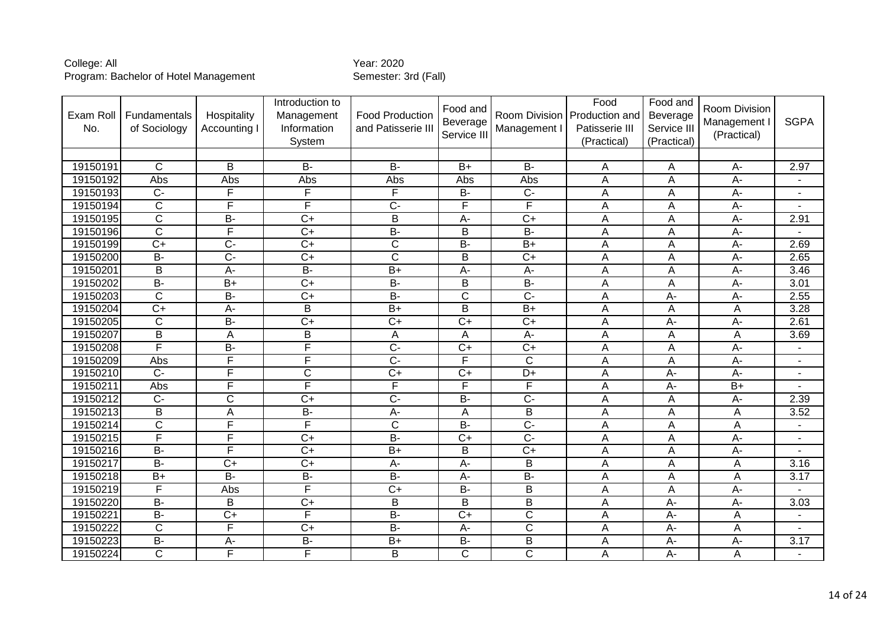College: All
Program: Bachelor of Hotel Management

Year: 2020
Semester: 3rd (Fall)

| Exam Roll No. | Fundamentals of Sociology | Hospitality Accounting I | Introduction to Management Information System | Food Production and Patisserie III | Food and Beverage Service III | Room Division Management I | Food Production and Patisserie III (Practical) | Food and Beverage Service III (Practical) | Room Division Management I (Practical) | SGPA |
|---|---|---|---|---|---|---|---|---|---|---|
| | | | | | | | | | | |
| 19150191 | C | B | B- | B- | B+ | B- | A | A | A- | 2.97 |
| 19150192 | Abs | Abs | Abs | Abs | Abs | Abs | A | A | A- | - |
| 19150193 | C- | F | F | F | B- | C- | A | A | A- | - |
| 19150194 | C | F | F | C- | F | F | A | A | A- | - |
| 19150195 | C | B- | C+ | B | A- | C+ | A | A | A- | 2.91 |
| 19150196 | C | F | C+ | B- | B | B- | A | A | A- | - |
| 19150199 | C+ | C- | C+ | C | B- | B+ | A | A | A- | 2.69 |
| 19150200 | B- | C- | C+ | C | B | C+ | A | A | A- | 2.65 |
| 19150201 | B | A- | B- | B+ | A- | A- | A | A | A- | 3.46 |
| 19150202 | B- | B+ | C+ | B- | B | B- | A | A | A- | 3.01 |
| 19150203 | C | B- | C+ | B- | C | C- | A | A- | A- | 2.55 |
| 19150204 | C+ | A- | B | B+ | B | B+ | A | A | A | 3.28 |
| 19150205 | C | B- | C+ | C+ | C+ | C+ | A | A- | A- | 2.61 |
| 19150207 | B | A | B | A | A | A- | A | A | A | 3.69 |
| 19150208 | F | B- | F | C- | C+ | C+ | A | A | A- | - |
| 19150209 | Abs | F | F | C- | F | C | A | A | A- | - |
| 19150210 | C- | F | C | C+ | C+ | D+ | A | A- | A- | - |
| 19150211 | Abs | F | F | F | F | F | A | A- | B+ | - |
| 19150212 | C- | C | C+ | C- | B- | C- | A | A | A- | 2.39 |
| 19150213 | B | A | B- | A- | A | B | A | A | A | 3.52 |
| 19150214 | C | F | F | C | B- | C- | A | A | A | - |
| 19150215 | F | F | C+ | B- | C+ | C- | A | A | A- | - |
| 19150216 | B- | F | C+ | B+ | B | C+ | A | A | A- | - |
| 19150217 | B- | C+ | C+ | A- | A- | B | A | A | A | 3.16 |
| 19150218 | B+ | B- | B- | B- | A- | B- | A | A | A | 3.17 |
| 19150219 | F | Abs | F | C+ | B- | B | A | A | A- | - |
| 19150220 | B- | B | C+ | B | B | B | A | A- | A- | 3.03 |
| 19150221 | B- | C+ | F | B- | C+ | C | A | A- | A | - |
| 19150222 | C | F | C+ | B- | A- | C | A | A- | A | - |
| 19150223 | B- | A- | B- | B+ | B- | B | A | A- | A- | 3.17 |
| 19150224 | C | F | F | B | C | C | A | A- | A | - |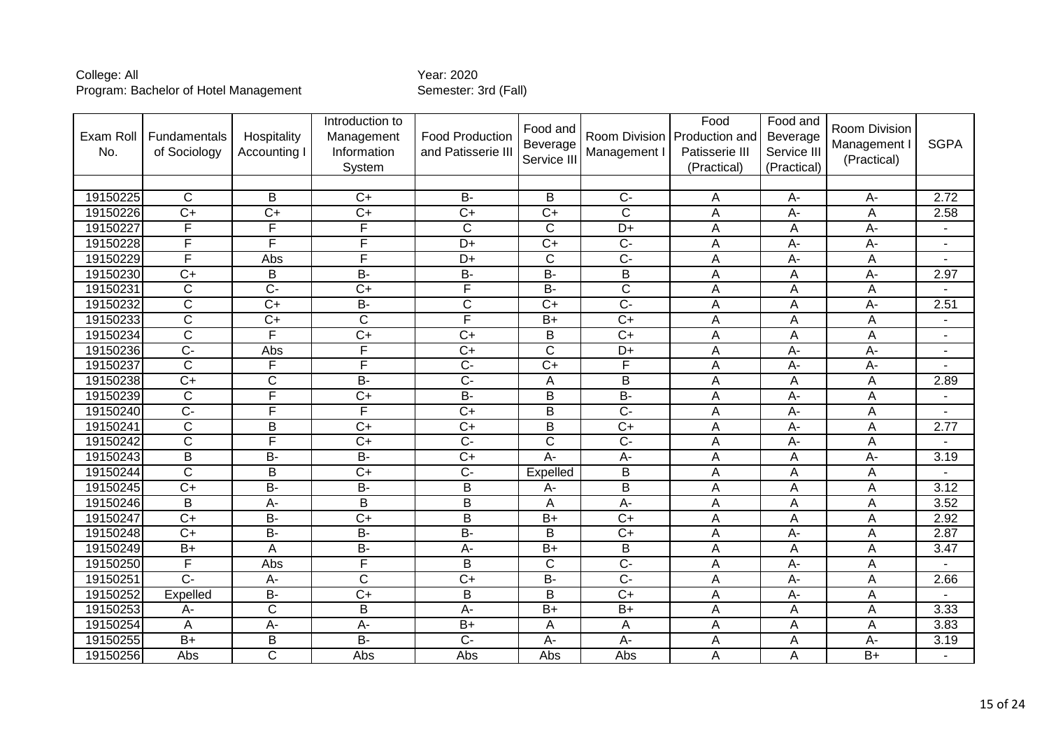College: All
Program: Bachelor of Hotel Management

Year: 2020
Semester: 3rd (Fall)

| Exam Roll No. | Fundamentals of Sociology | Hospitality Accounting I | Introduction to Management Information System | Food Production and Patisserie III | Food and Beverage Service III | Room Division Management I | Food Production and Patisserie III (Practical) | Food and Beverage Service III (Practical) | Room Division Management I (Practical) | SGPA |
|---|---|---|---|---|---|---|---|---|---|---|
| | | | | | | | | | | |
| 19150225 | C | B | C+ | B- | B | C- | A | A- | A- | 2.72 |
| 19150226 | C+ | C+ | C+ | C+ | C+ | C | A | A- | A | 2.58 |
| 19150227 | F | F | F | C | C | D+ | A | A | A- | - |
| 19150228 | F | F | F | D+ | C+ | C- | A | A- | A- | - |
| 19150229 | F | Abs | F | D+ | C | C- | A | A- | A | - |
| 19150230 | C+ | B | B- | B- | B- | B | A | A | A- | 2.97 |
| 19150231 | C | C- | C+ | F | B- | C | A | A | A | - |
| 19150232 | C | C+ | B- | C | C+ | C- | A | A | A- | 2.51 |
| 19150233 | C | C+ | C | F | B+ | C+ | A | A | A | - |
| 19150234 | C | F | C+ | C+ | B | C+ | A | A | A | - |
| 19150236 | C- | Abs | F | C+ | C | D+ | A | A- | A- | - |
| 19150237 | C | F | F | C- | C+ | F | A | A- | A- | - |
| 19150238 | C+ | C | B- | C- | A | B | A | A | A | 2.89 |
| 19150239 | C | F | C+ | B- | B | B- | A | A- | A | - |
| 19150240 | C- | F | F | C+ | B | C- | A | A- | A | - |
| 19150241 | C | B | C+ | C+ | B | C+ | A | A- | A | 2.77 |
| 19150242 | C | F | C+ | C- | C | C- | A | A- | A | - |
| 19150243 | B | B- | B- | C+ | A- | A- | A | A | A- | 3.19 |
| 19150244 | C | B | C+ | C- | Expelled | B | A | A | A | - |
| 19150245 | C+ | B- | B- | B | A- | B | A | A | A | 3.12 |
| 19150246 | B | A- | B | B | A | A- | A | A | A | 3.52 |
| 19150247 | C+ | B- | C+ | B | B+ | C+ | A | A | A | 2.92 |
| 19150248 | C+ | B- | B- | B- | B | C+ | A | A- | A | 2.87 |
| 19150249 | B+ | A | B- | A- | B+ | B | A | A | A | 3.47 |
| 19150250 | F | Abs | F | B | C | C- | A | A- | A | - |
| 19150251 | C- | A- | C | C+ | B- | C- | A | A- | A | 2.66 |
| 19150252 | Expelled | B- | C+ | B | B | C+ | A | A- | A | - |
| 19150253 | A- | C | B | A- | B+ | B+ | A | A | A | 3.33 |
| 19150254 | A | A- | A- | B+ | A | A | A | A | A | 3.83 |
| 19150255 | B+ | B | B- | C- | A- | A- | A | A | A- | 3.19 |
| 19150256 | Abs | C | Abs | Abs | Abs | Abs | A | A | B+ | - |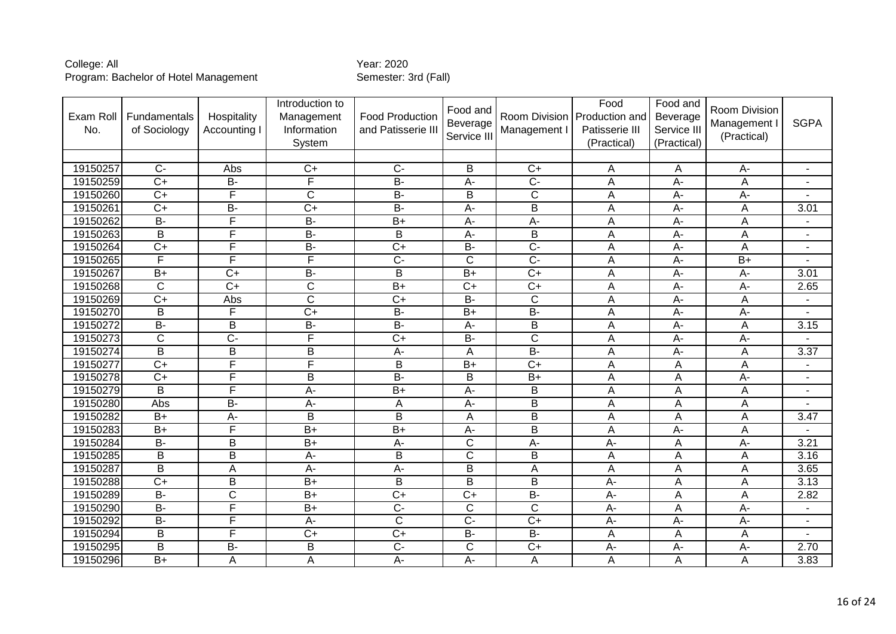College: All
Program: Bachelor of Hotel Management

Year: 2020
Semester: 3rd (Fall)

| Exam Roll No. | Fundamentals of Sociology | Hospitality Accounting I | Introduction to Management Information System | Food Production and Patisserie III | Food and Beverage Service III | Room Division Management I | Food Production and Patisserie III (Practical) | Food and Beverage Service III (Practical) | Room Division Management I (Practical) | SGPA |
|---|---|---|---|---|---|---|---|---|---|---|
| | | | | | | | | | | |
| 19150257 | C- | Abs | C+ | C- | B | C+ | A | A | A- | - |
| 19150259 | C+ | B- | F | B- | A- | C- | A | A- | A | - |
| 19150260 | C+ | F | C | B- | B | C | A | A- | A- | - |
| 19150261 | C+ | B- | C+ | B- | A- | B | A | A- | A | 3.01 |
| 19150262 | B- | F | B- | B+ | A- | A- | A | A- | A | - |
| 19150263 | B | F | B- | B | A- | B | A | A- | A | - |
| 19150264 | C+ | F | B- | C+ | B- | C- | A | A- | A | - |
| 19150265 | F | F | F | C- | C | C- | A | A- | B+ | - |
| 19150267 | B+ | C+ | B- | B | B+ | C+ | A | A- | A- | 3.01 |
| 19150268 | C | C+ | C | B+ | C+ | C+ | A | A- | A- | 2.65 |
| 19150269 | C+ | Abs | C | C+ | B- | C | A | A- | A | - |
| 19150270 | B | F | C+ | B- | B+ | B- | A | A- | A- | - |
| 19150272 | B- | B | B- | B- | A- | B | A | A- | A | 3.15 |
| 19150273 | C | C- | F | C+ | B- | C | A | A- | A- | - |
| 19150274 | B | B | B | A- | A | B- | A | A- | A | 3.37 |
| 19150277 | C+ | F | F | B | B+ | C+ | A | A | A | - |
| 19150278 | C+ | F | B | B- | B | B+ | A | A | A- | - |
| 19150279 | B | F | A- | B+ | A- | B | A | A | A | - |
| 19150280 | Abs | B- | A- | A | A- | B | A | A | A | - |
| 19150282 | B+ | A- | B | B | A | B | A | A | A | 3.47 |
| 19150283 | B+ | F | B+ | B+ | A- | B | A | A- | A | - |
| 19150284 | B- | B | B+ | A- | C | A- | A- | A | A- | 3.21 |
| 19150285 | B | B | A- | B | C | B | A | A | A | 3.16 |
| 19150287 | B | A | A- | A- | B | A | A | A | A | 3.65 |
| 19150288 | C+ | B | B+ | B | B | B | A- | A | A | 3.13 |
| 19150289 | B- | C | B+ | C+ | C+ | B- | A- | A | A | 2.82 |
| 19150290 | B- | F | B+ | C- | C | C | A- | A | A- | - |
| 19150292 | B- | F | A- | C | C- | C+ | A- | A- | A- | - |
| 19150294 | B | F | C+ | C+ | B- | B- | A | A | A | - |
| 19150295 | B | B- | B | C- | C | C+ | A- | A- | A- | 2.70 |
| 19150296 | B+ | A | A | A- | A- | A | A | A | A | 3.83 |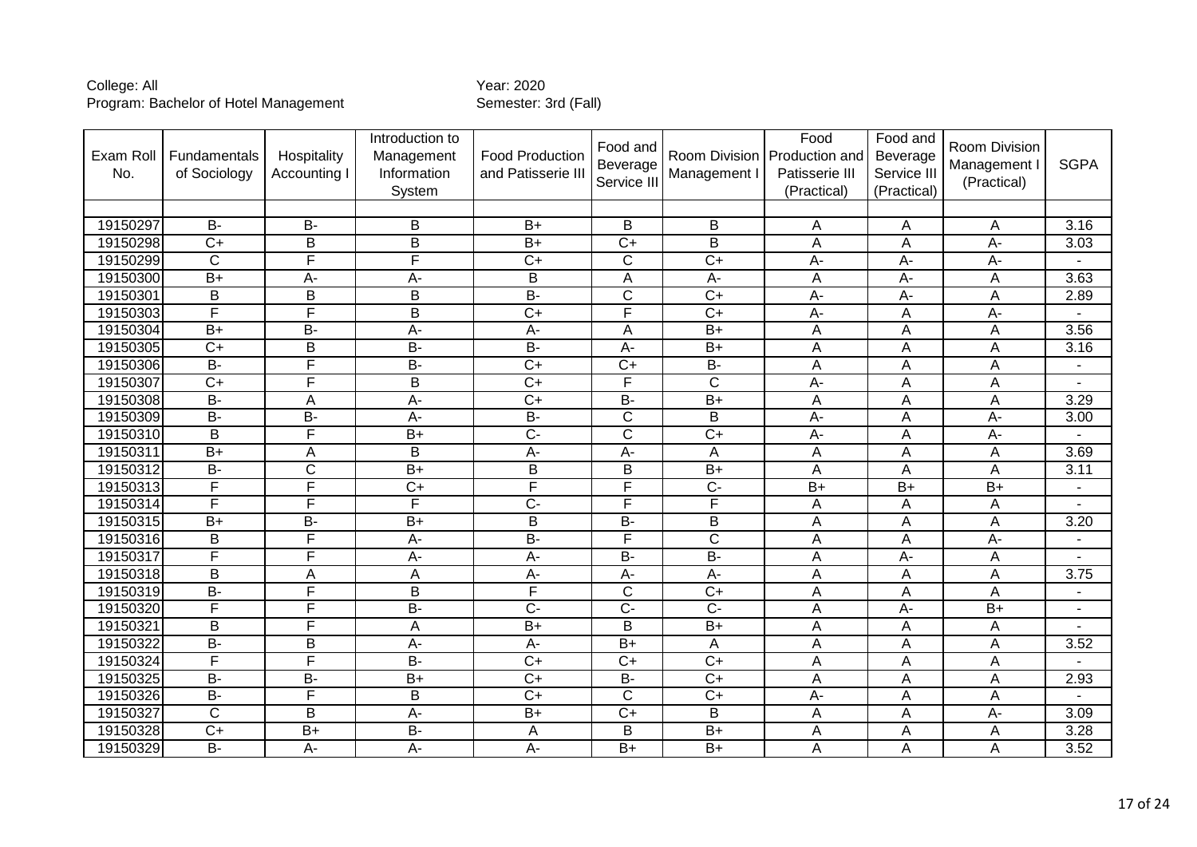College: All
Program: Bachelor of Hotel Management

Year: 2020
Semester: 3rd (Fall)

| Exam Roll No. | Fundamentals of Sociology | Hospitality Accounting I | Introduction to Management Information System | Food Production and Patisserie III | Food and Beverage Service III | Room Division Management I | Food Production and Patisserie III (Practical) | Food and Beverage Service III (Practical) | Room Division Management I (Practical) | SGPA |
|---|---|---|---|---|---|---|---|---|---|---|
| | | | | | | | | | | |
| 19150297 | B- | B- | B | B+ | B | B | A | A | A | 3.16 |
| 19150298 | C+ | B | B | B+ | C+ | B | A | A | A- | 3.03 |
| 19150299 | C | F | F | C+ | C | C+ | A- | A- | A- | - |
| 19150300 | B+ | A- | A- | B | A | A- | A | A- | A | 3.63 |
| 19150301 | B | B | B | B- | C | C+ | A- | A- | A | 2.89 |
| 19150303 | F | F | B | C+ | F | C+ | A- | A | A- | - |
| 19150304 | B+ | B- | A- | A- | A | B+ | A | A | A | 3.56 |
| 19150305 | C+ | B | B- | B- | A- | B+ | A | A | A | 3.16 |
| 19150306 | B- | F | B- | C+ | C+ | B- | A | A | A | - |
| 19150307 | C+ | F | B | C+ | F | C | A- | A | A | - |
| 19150308 | B- | A | A- | C+ | B- | B+ | A | A | A | 3.29 |
| 19150309 | B- | B- | A- | B- | C | B | A- | A | A- | 3.00 |
| 19150310 | B | F | B+ | C- | C | C+ | A- | A | A- | - |
| 19150311 | B+ | A | B | A- | A- | A | A | A | A | 3.69 |
| 19150312 | B- | C | B+ | B | B | B+ | A | A | A | 3.11 |
| 19150313 | F | F | C+ | F | F | C- | B+ | B+ | B+ | - |
| 19150314 | F | F | F | C- | F | F | A | A | A | - |
| 19150315 | B+ | B- | B+ | B | B- | B | A | A | A | 3.20 |
| 19150316 | B | F | A- | B- | F | C | A | A | A- | - |
| 19150317 | F | F | A- | A- | B- | B- | A | A- | A | - |
| 19150318 | B | A | A | A- | A- | A- | A | A | A | 3.75 |
| 19150319 | B- | F | B | F | C | C+ | A | A | A | - |
| 19150320 | F | F | B- | C- | C- | C- | A | A- | B+ | - |
| 19150321 | B | F | A | B+ | B | B+ | A | A | A | - |
| 19150322 | B- | B | A- | A- | B+ | A | A | A | A | 3.52 |
| 19150324 | F | F | B- | C+ | C+ | C+ | A | A | A | - |
| 19150325 | B- | B- | B+ | C+ | B- | C+ | A | A | A | 2.93 |
| 19150326 | B- | F | B | C+ | C | C+ | A- | A | A | - |
| 19150327 | C | B | A- | B+ | C+ | B | A | A | A- | 3.09 |
| 19150328 | C+ | B+ | B- | A | B | B+ | A | A | A | 3.28 |
| 19150329 | B- | A- | A- | A- | B+ | B+ | A | A | A | 3.52 |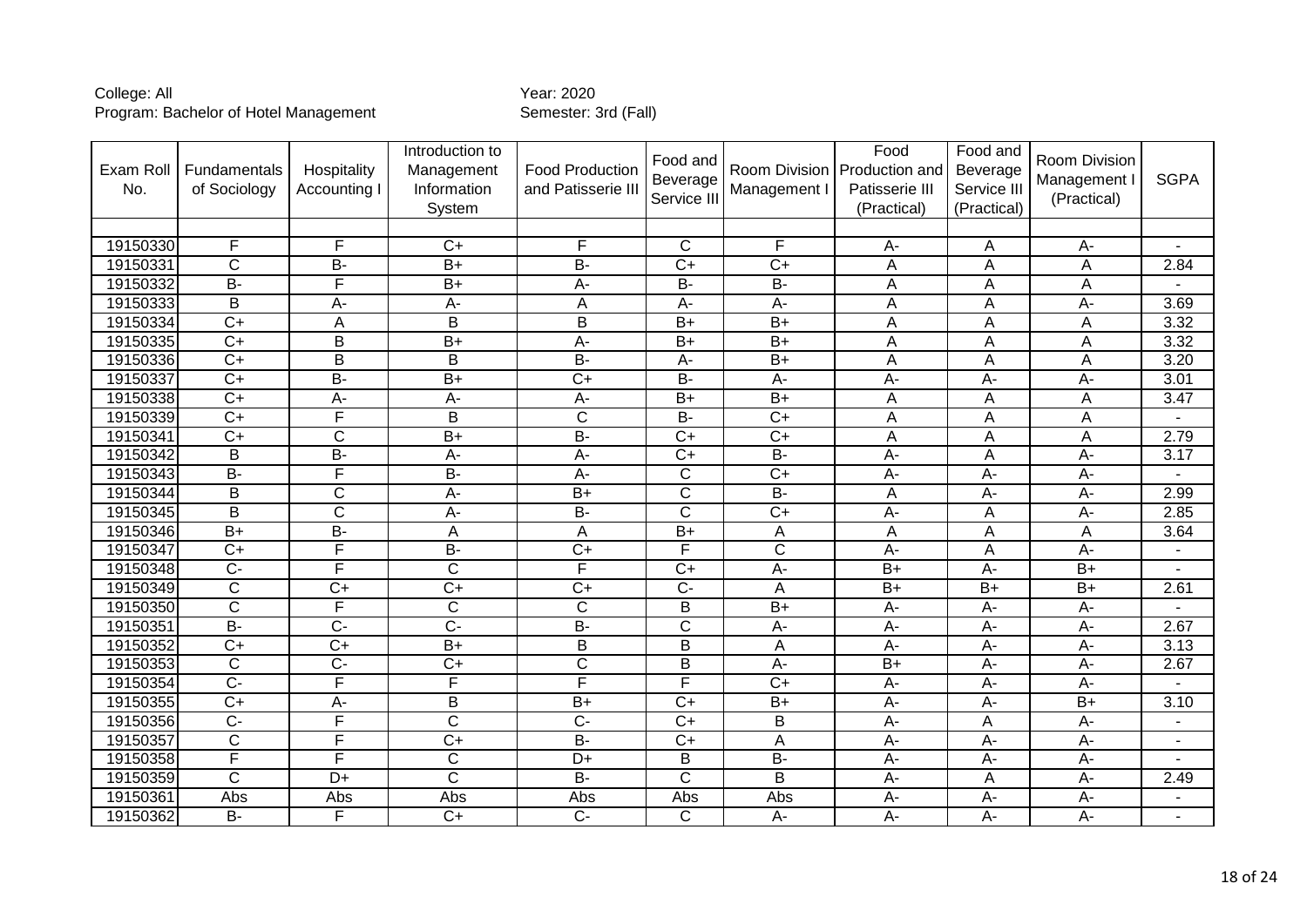College: All
Program: Bachelor of Hotel Management

Year: 2020
Semester: 3rd (Fall)

| Exam Roll No. | Fundamentals of Sociology | Hospitality Accounting I | Introduction to Management Information System | Food Production and Patisserie III | Food and Beverage Service III | Room Division Management I | Food Production and Patisserie III (Practical) | Food and Beverage Service III (Practical) | Room Division Management I (Practical) | SGPA |
|---|---|---|---|---|---|---|---|---|---|---|
| | | | | | | | | | | |
| 19150330 | F | F | C+ | F | C | F | A- | A | A- | - |
| 19150331 | C | B- | B+ | B- | C+ | C+ | A | A | A | 2.84 |
| 19150332 | B- | F | B+ | A- | B- | B- | A | A | A | - |
| 19150333 | B | A- | A- | A | A- | A- | A | A | A- | 3.69 |
| 19150334 | C+ | A | B | B | B+ | B+ | A | A | A | 3.32 |
| 19150335 | C+ | B | B+ | A- | B+ | B+ | A | A | A | 3.32 |
| 19150336 | C+ | B | B | B- | A- | B+ | A | A | A | 3.20 |
| 19150337 | C+ | B- | B+ | C+ | B- | A- | A- | A- | A- | 3.01 |
| 19150338 | C+ | A- | A- | A- | B+ | B+ | A | A | A | 3.47 |
| 19150339 | C+ | F | B | C | B- | C+ | A | A | A | - |
| 19150341 | C+ | C | B+ | B- | C+ | C+ | A | A | A | 2.79 |
| 19150342 | B | B- | A- | A- | C+ | B- | A- | A | A- | 3.17 |
| 19150343 | B- | F | B- | A- | C | C+ | A- | A- | A- | - |
| 19150344 | B | C | A- | B+ | C | B- | A | A- | A- | 2.99 |
| 19150345 | B | C | A- | B- | C | C+ | A- | A | A- | 2.85 |
| 19150346 | B+ | B- | A | A | B+ | A | A | A | A | 3.64 |
| 19150347 | C+ | F | B- | C+ | F | C | A- | A | A- | - |
| 19150348 | C- | F | C | F | C+ | A- | B+ | A- | B+ | - |
| 19150349 | C | C+ | C+ | C+ | C- | A | B+ | B+ | B+ | 2.61 |
| 19150350 | C | F | C | C | B | B+ | A- | A- | A- | - |
| 19150351 | B- | C- | C- | B- | C | A- | A- | A- | A- | 2.67 |
| 19150352 | C+ | C+ | B+ | B | B | A | A- | A- | A- | 3.13 |
| 19150353 | C | C- | C+ | C | B | A- | B+ | A- | A- | 2.67 |
| 19150354 | C- | F | F | F | F | C+ | A- | A- | A- | - |
| 19150355 | C+ | A- | B | B+ | C+ | B+ | A- | A- | B+ | 3.10 |
| 19150356 | C- | F | C | C- | C+ | B | A- | A | A- | - |
| 19150357 | C | F | C+ | B- | C+ | A | A- | A- | A- | - |
| 19150358 | F | F | C | D+ | B | B- | A- | A- | A- | - |
| 19150359 | C | D+ | C | B- | C | B | A- | A | A- | 2.49 |
| 19150361 | Abs | Abs | Abs | Abs | Abs | Abs | A- | A- | A- | - |
| 19150362 | B- | F | C+ | C- | C | A- | A- | A- | A- | - |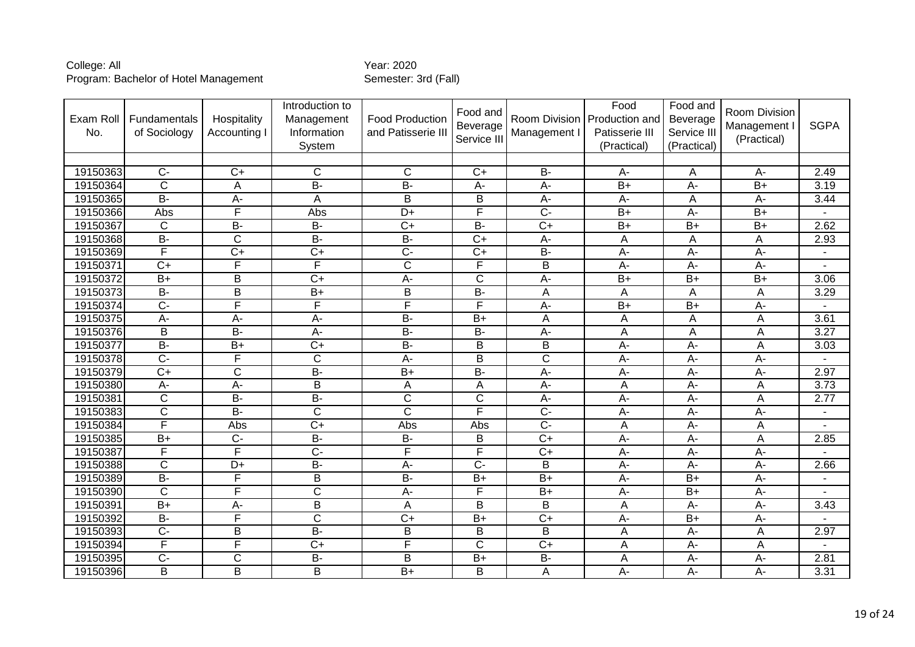College: All
Program: Bachelor of Hotel Management

Year: 2020
Semester: 3rd (Fall)

| Exam Roll No. | Fundamentals of Sociology | Hospitality Accounting I | Introduction to Management Information System | Food Production and Patisserie III | Food and Beverage Service III | Room Division Management I | Food Production and Patisserie III (Practical) | Food and Beverage Service III (Practical) | Room Division Management I (Practical) | SGPA |
|---|---|---|---|---|---|---|---|---|---|---|
| | | | | | | | | | | |
| 19150363 | C- | C+ | C | C | C+ | B- | A- | A | A- | 2.49 |
| 19150364 | C | A | B- | B- | A- | A- | B+ | A- | B+ | 3.19 |
| 19150365 | B- | A- | A | B | B | A- | A- | A | A- | 3.44 |
| 19150366 | Abs | F | Abs | D+ | F | C- | B+ | A- | B+ | - |
| 19150367 | C | B- | B- | C+ | B- | C+ | B+ | B+ | B+ | 2.62 |
| 19150368 | B- | C | B- | B- | C+ | A- | A | A | A | 2.93 |
| 19150369 | F | C+ | C+ | C- | C+ | B- | A- | A- | A- | - |
| 19150371 | C+ | F | F | C | F | B | A- | A- | A- | - |
| 19150372 | B+ | B | C+ | A- | C | A- | B+ | B+ | B+ | 3.06 |
| 19150373 | B- | B | B+ | B | B- | A | A | A | A | 3.29 |
| 19150374 | C- | F | F | F | F | A- | B+ | B+ | A- | - |
| 19150375 | A- | A- | A- | B- | B+ | A | A | A | A | 3.61 |
| 19150376 | B | B- | A- | B- | B- | A- | A | A | A | 3.27 |
| 19150377 | B- | B+ | C+ | B- | B | B | A- | A- | A | 3.03 |
| 19150378 | C- | F | C | A- | B | C | A- | A- | A- | - |
| 19150379 | C+ | C | B- | B+ | B- | A- | A- | A- | A- | 2.97 |
| 19150380 | A- | A- | B | A | A | A- | A | A- | A | 3.73 |
| 19150381 | C | B- | B- | C | C | A- | A- | A- | A | 2.77 |
| 19150383 | C | B- | C | C | F | C- | A- | A- | A- | - |
| 19150384 | F | Abs | C+ | Abs | Abs | C- | A | A- | A | - |
| 19150385 | B+ | C- | B- | B- | B | C+ | A- | A- | A | 2.85 |
| 19150387 | F | F | C- | F | F | C+ | A- | A- | A- | - |
| 19150388 | C | D+ | B- | A- | C- | B | A- | A- | A- | 2.66 |
| 19150389 | B- | F | B | B- | B+ | B+ | A- | B+ | A- | - |
| 19150390 | C | F | C | A- | F | B+ | A- | B+ | A- | - |
| 19150391 | B+ | A- | B | A | B | B | A | A- | A- | 3.43 |
| 19150392 | B- | F | C | C+ | B+ | C+ | A- | B+ | A- | - |
| 19150393 | C- | B | B- | B | B | B | A | A- | A | 2.97 |
| 19150394 | F | F | C+ | F | C | C+ | A | A- | A | - |
| 19150395 | C- | C | B- | B | B+ | B- | A | A- | A- | 2.81 |
| 19150396 | B | B | B | B+ | B | A | A- | A- | A- | 3.31 |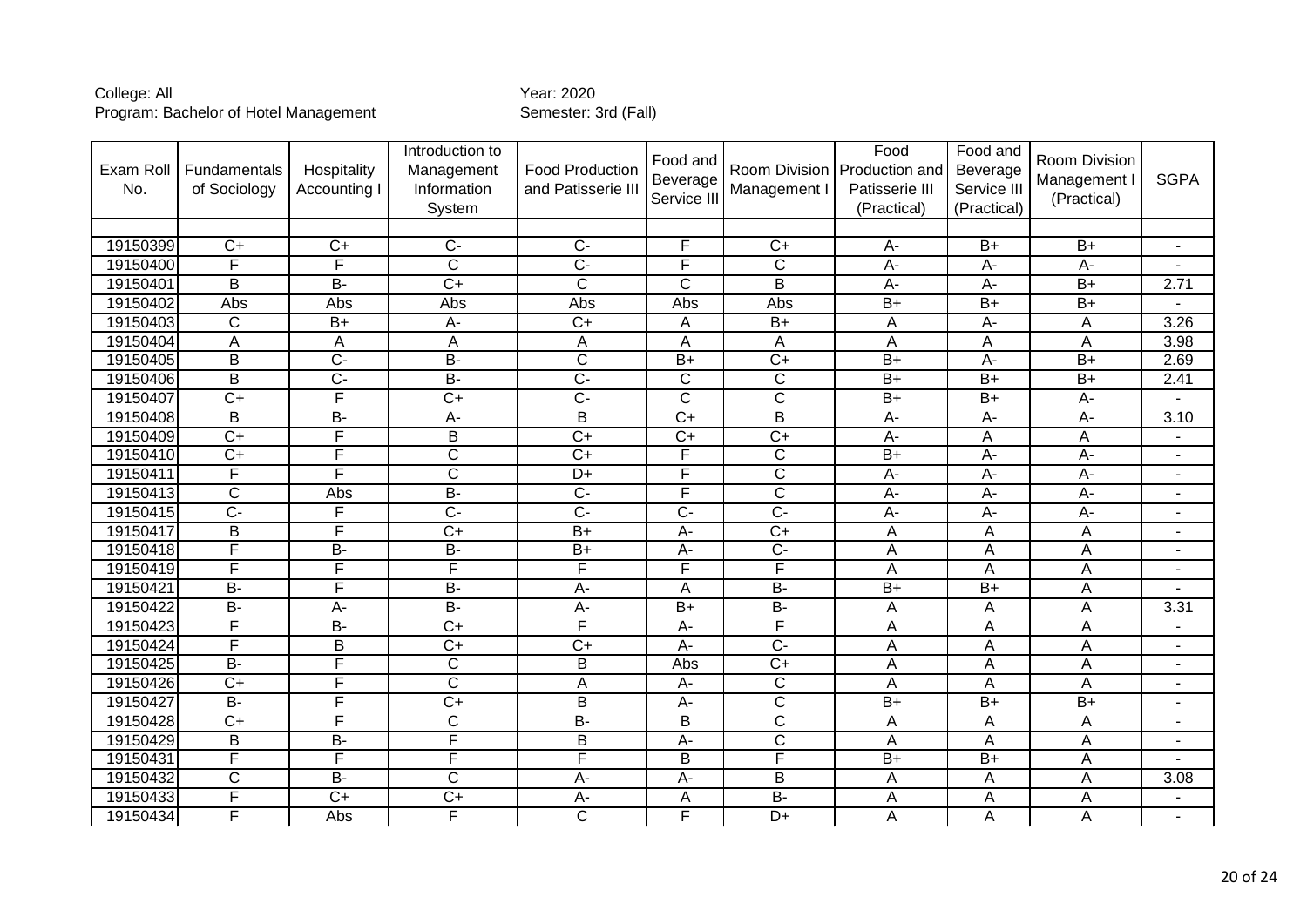College: All
Program: Bachelor of Hotel Management

Year: 2020
Semester: 3rd (Fall)

| Exam Roll No. | Fundamentals of Sociology | Hospitality Accounting I | Introduction to Management Information System | Food Production and Patisserie III | Food and Beverage Service III | Room Division Management I | Food Production and Patisserie III (Practical) | Food and Beverage Service III (Practical) | Room Division Management I (Practical) | SGPA |
|---|---|---|---|---|---|---|---|---|---|---|
| | | | | | | | | | | |
| 19150399 | C+ | C+ | C- | C- | F | C+ | A- | B+ | B+ | - |
| 19150400 | F | F | C | C- | F | C | A- | A- | A- | - |
| 19150401 | B | B- | C+ | C | C | B | A- | A- | B+ | 2.71 |
| 19150402 | Abs | Abs | Abs | Abs | Abs | Abs | B+ | B+ | B+ | - |
| 19150403 | C | B+ | A- | C+ | A | B+ | A | A- | A | 3.26 |
| 19150404 | A | A | A | A | A | A | A | A | A | 3.98 |
| 19150405 | B | C- | B- | C | B+ | C+ | B+ | A- | B+ | 2.69 |
| 19150406 | B | C- | B- | C- | C | C | B+ | B+ | B+ | 2.41 |
| 19150407 | C+ | F | C+ | C- | C | C | B+ | B+ | A- | - |
| 19150408 | B | B- | A- | B | C+ | B | A- | A- | A- | 3.10 |
| 19150409 | C+ | F | B | C+ | C+ | C+ | A- | A | A | - |
| 19150410 | C+ | F | C | C+ | F | C | B+ | A- | A- | - |
| 19150411 | F | F | C | D+ | F | C | A- | A- | A- | - |
| 19150413 | C | Abs | B- | C- | F | C | A- | A- | A- | - |
| 19150415 | C- | F | C- | C- | C- | C- | A- | A- | A- | - |
| 19150417 | B | F | C+ | B+ | A- | C+ | A | A | A | - |
| 19150418 | F | B- | B- | B+ | A- | C- | A | A | A | - |
| 19150419 | F | F | F | F | F | F | A | A | A | - |
| 19150421 | B- | F | B- | A- | A | B- | B+ | B+ | A | - |
| 19150422 | B- | A- | B- | A- | B+ | B- | A | A | A | 3.31 |
| 19150423 | F | B- | C+ | F | A- | F | A | A | A | - |
| 19150424 | F | B | C+ | C+ | A- | C- | A | A | A | - |
| 19150425 | B- | F | C | B | Abs | C+ | A | A | A | - |
| 19150426 | C+ | F | C | A | A- | C | A | A | A | - |
| 19150427 | B- | F | C+ | B | A- | C | B+ | B+ | B+ | - |
| 19150428 | C+ | F | C | B- | B | C | A | A | A | - |
| 19150429 | B | B- | F | B | A- | C | A | A | A | - |
| 19150431 | F | F | F | F | B | F | B+ | B+ | A | - |
| 19150432 | C | B- | C | A- | A- | B | A | A | A | 3.08 |
| 19150433 | F | C+ | C+ | A- | A | B- | A | A | A | - |
| 19150434 | F | Abs | F | C | F | D+ | A | A | A | - |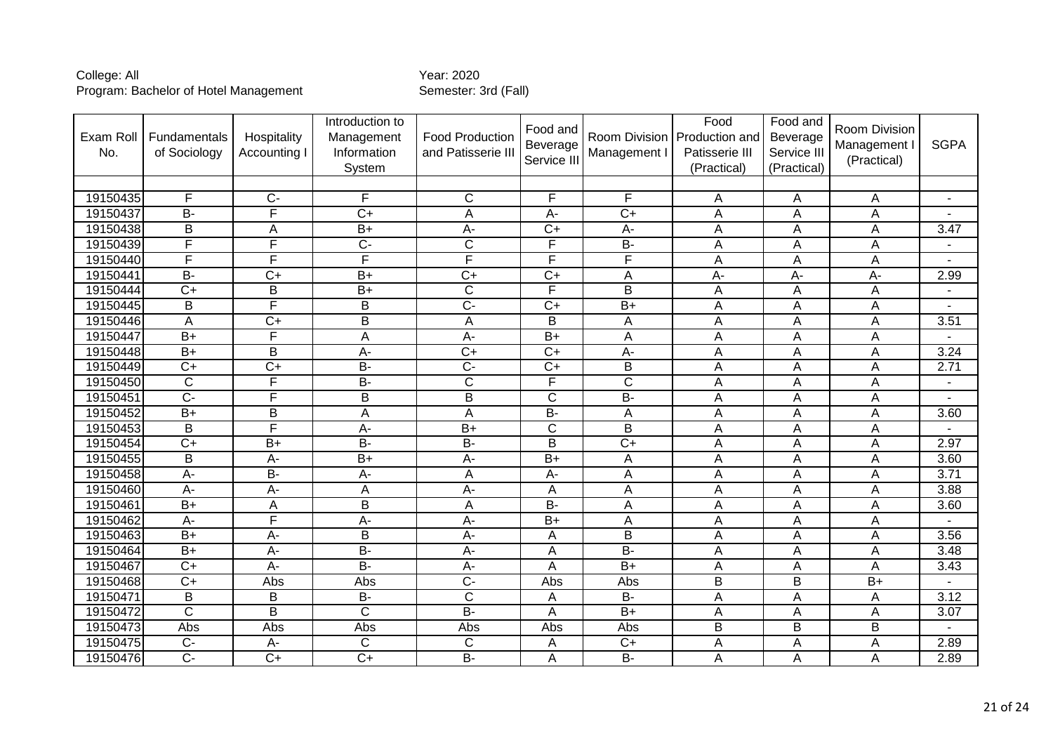College: All
Program: Bachelor of Hotel Management

Year: 2020
Semester: 3rd (Fall)

| Exam Roll No. | Fundamentals of Sociology | Hospitality Accounting I | Introduction to Management Information System | Food Production and Patisserie III | Food and Beverage Service III | Room Division Management I | Food Production and Patisserie III (Practical) | Food and Beverage Service III (Practical) | Room Division Management I (Practical) | SGPA |
|---|---|---|---|---|---|---|---|---|---|---|
| | | | | | | | | | | |
| 19150435 | F | C- | F | C | F | F | A | A | A | - |
| 19150437 | B- | F | C+ | A | A- | C+ | A | A | A | - |
| 19150438 | B | A | B+ | A- | C+ | A- | A | A | A | 3.47 |
| 19150439 | F | F | C- | C | F | B- | A | A | A | - |
| 19150440 | F | F | F | F | F | F | A | A | A | - |
| 19150441 | B- | C+ | B+ | C+ | C+ | A | A- | A- | A- | 2.99 |
| 19150444 | C+ | B | B+ | C | F | B | A | A | A | - |
| 19150445 | B | F | B | C- | C+ | B+ | A | A | A | - |
| 19150446 | A | C+ | B | A | B | A | A | A | A | 3.51 |
| 19150447 | B+ | F | A | A- | B+ | A | A | A | A | - |
| 19150448 | B+ | B | A- | C+ | C+ | A- | A | A | A | 3.24 |
| 19150449 | C+ | C+ | B- | C- | C+ | B | A | A | A | 2.71 |
| 19150450 | C | F | B- | C | F | C | A | A | A | - |
| 19150451 | C- | F | B | B | C | B- | A | A | A | - |
| 19150452 | B+ | B | A | A | B- | A | A | A | A | 3.60 |
| 19150453 | B | F | A- | B+ | C | B | A | A | A | - |
| 19150454 | C+ | B+ | B- | B- | B | C+ | A | A | A | 2.97 |
| 19150455 | B | A- | B+ | A- | B+ | A | A | A | A | 3.60 |
| 19150458 | A- | B- | A- | A | A- | A | A | A | A | 3.71 |
| 19150460 | A- | A- | A | A- | A | A | A | A | A | 3.88 |
| 19150461 | B+ | A | B | A | B- | A | A | A | A | 3.60 |
| 19150462 | A- | F | A- | A- | B+ | A | A | A | A | - |
| 19150463 | B+ | A- | B | A- | A | B | A | A | A | 3.56 |
| 19150464 | B+ | A- | B- | A- | A | B- | A | A | A | 3.48 |
| 19150467 | C+ | A- | B- | A- | A | B+ | A | A | A | 3.43 |
| 19150468 | C+ | Abs | Abs | C- | Abs | Abs | B | B | B+ | - |
| 19150471 | B | B | B- | C | A | B- | A | A | A | 3.12 |
| 19150472 | C | B | C | B- | A | B+ | A | A | A | 3.07 |
| 19150473 | Abs | Abs | Abs | Abs | Abs | Abs | B | B | B | - |
| 19150475 | C- | A- | C | C | A | C+ | A | A | A | 2.89 |
| 19150476 | C- | C+ | C+ | B- | A | B- | A | A | A | 2.89 |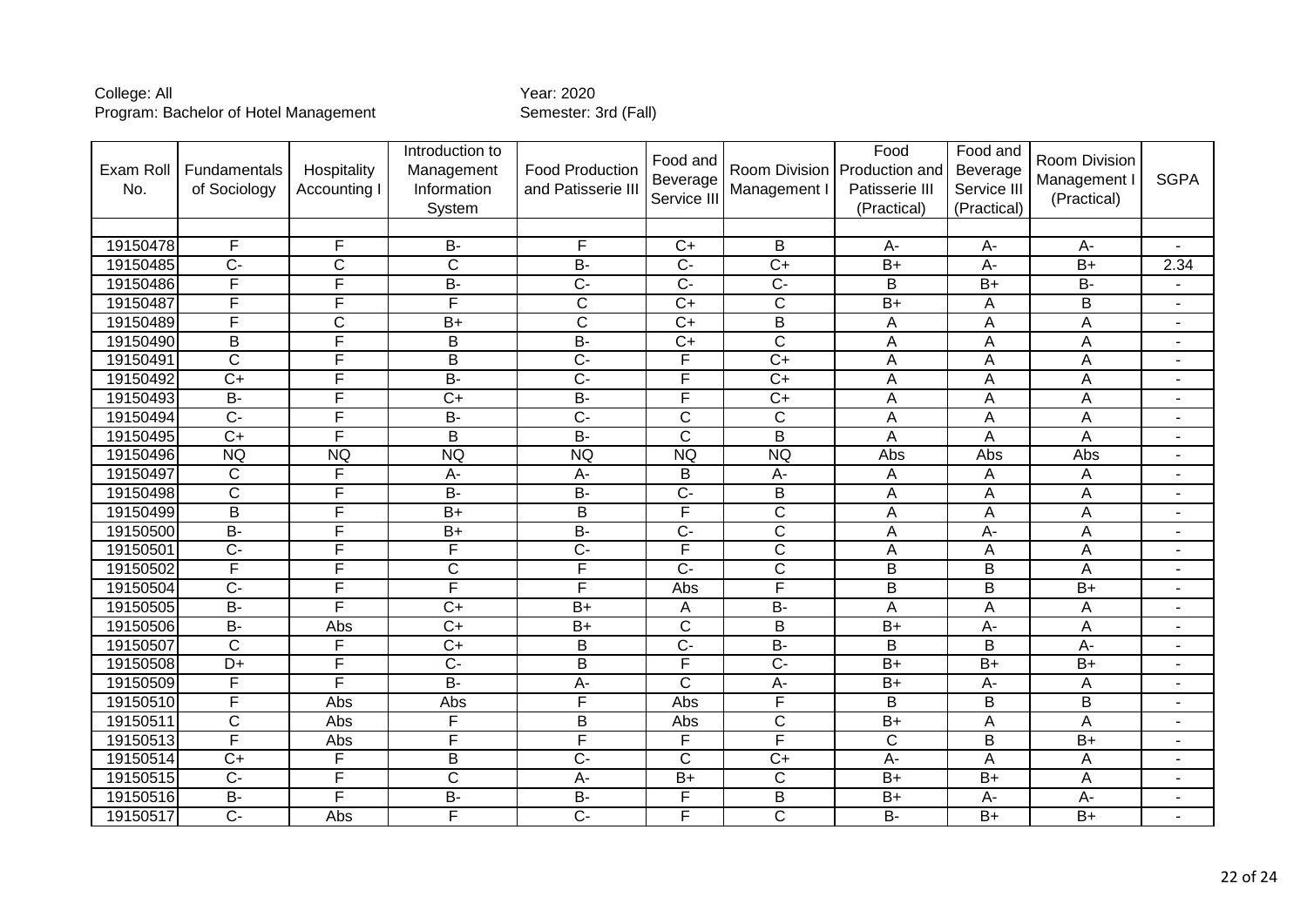College: All
Program: Bachelor of Hotel Management

Year: 2020
Semester: 3rd (Fall)

| Exam Roll No. | Fundamentals of Sociology | Hospitality Accounting I | Introduction to Management Information System | Food Production and Patisserie III | Food and Beverage Service III | Room Division Management I | Food Production and Patisserie III (Practical) | Food and Beverage Service III (Practical) | Room Division Management I (Practical) | SGPA |
|---|---|---|---|---|---|---|---|---|---|---|
| | | | | | | | | | | |
| 19150478 | F | F | B- | F | C+ | B | A- | A- | A- | - |
| 19150485 | C- | C | C | B- | C- | C+ | B+ | A- | B+ | 2.34 |
| 19150486 | F | F | B- | C- | C- | C- | B | B+ | B- | - |
| 19150487 | F | F | F | C | C+ | C | B+ | A | B | - |
| 19150489 | F | C | B+ | C | C+ | B | A | A | A | - |
| 19150490 | B | F | B | B- | C+ | C | A | A | A | - |
| 19150491 | C | F | B | C- | F | C+ | A | A | A | - |
| 19150492 | C+ | F | B- | C- | F | C+ | A | A | A | - |
| 19150493 | B- | F | C+ | B- | F | C+ | A | A | A | - |
| 19150494 | C- | F | B- | C- | C | C | A | A | A | - |
| 19150495 | C+ | F | B | B- | C | B | A | A | A | - |
| 19150496 | NQ | NQ | NQ | NQ | NQ | NQ | Abs | Abs | Abs | - |
| 19150497 | C | F | A- | A- | B | A- | A | A | A | - |
| 19150498 | C | F | B- | B- | C- | B | A | A | A | - |
| 19150499 | B | F | B+ | B | F | C | A | A | A | - |
| 19150500 | B- | F | B+ | B- | C- | C | A | A- | A | - |
| 19150501 | C- | F | F | C- | F | C | A | A | A | - |
| 19150502 | F | F | C | F | C- | C | B | B | A | - |
| 19150504 | C- | F | F | F | Abs | F | B | B | B+ | - |
| 19150505 | B- | F | C+ | B+ | A | B- | A | A | A | - |
| 19150506 | B- | Abs | C+ | B+ | C | B | B+ | A- | A | - |
| 19150507 | C | F | C+ | B | C- | B- | B | B | A- | - |
| 19150508 | D+ | F | C- | B | F | C- | B+ | B+ | B+ | - |
| 19150509 | F | F | B- | A- | C | A- | B+ | A- | A | - |
| 19150510 | F | Abs | Abs | F | Abs | F | B | B | B | - |
| 19150511 | C | Abs | F | B | Abs | C | B+ | A | A | - |
| 19150513 | F | Abs | F | F | F | F | C | B | B+ | - |
| 19150514 | C+ | F | B | C- | C | C+ | A- | A | A | - |
| 19150515 | C- | F | C | A- | B+ | C | B+ | B+ | A | - |
| 19150516 | B- | F | B- | B- | F | B | B+ | A- | A- | - |
| 19150517 | C- | Abs | F | C- | F | C | B- | B+ | B+ | - |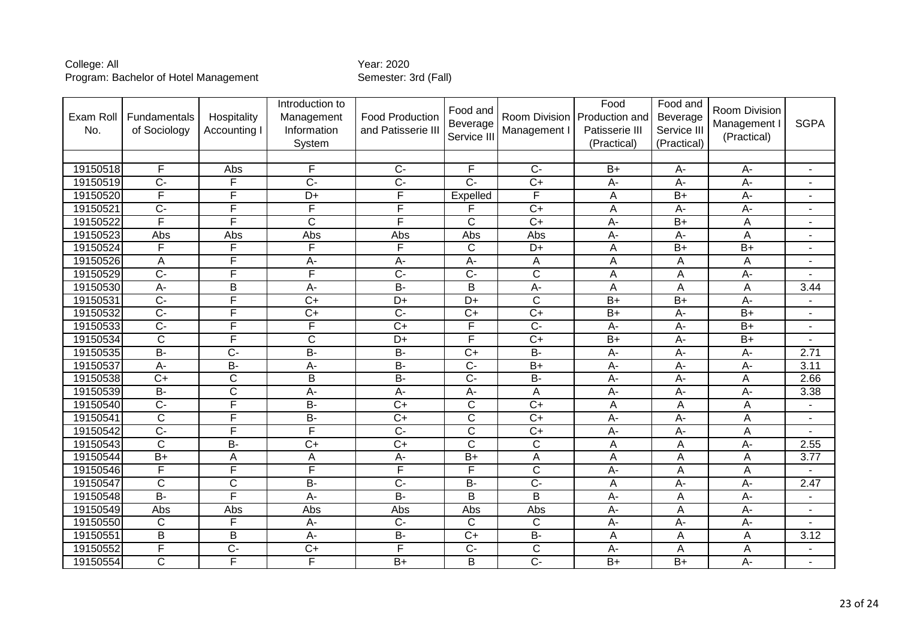College: All
Program: Bachelor of Hotel Management

Year: 2020
Semester: 3rd (Fall)

| Exam Roll No. | Fundamentals of Sociology | Hospitality Accounting I | Introduction to Management Information System | Food Production and Patisserie III | Food and Beverage Service III | Room Division Management I | Food Production and Patisserie III (Practical) | Food and Beverage Service III (Practical) | Room Division Management I (Practical) | SGPA |
|---|---|---|---|---|---|---|---|---|---|---|
| | | | | | | | | | | |
| 19150518 | F | Abs | F | C- | F | C- | B+ | A- | A- | - |
| 19150519 | C- | F | C- | C- | C- | C+ | A- | A- | A- | - |
| 19150520 | F | F | D+ | F | Expelled | F | A | B+ | A- | - |
| 19150521 | C- | F | F | F | F | C+ | A | A- | A- | - |
| 19150522 | F | F | C | F | C | C+ | A- | B+ | A | - |
| 19150523 | Abs | Abs | Abs | Abs | Abs | Abs | A- | A- | A | - |
| 19150524 | F | F | F | F | C | D+ | A | B+ | B+ | - |
| 19150526 | A | F | A- | A- | A- | A | A | A | A | - |
| 19150529 | C- | F | F | C- | C- | C | A | A | A- | - |
| 19150530 | A- | B | A- | B- | B | A- | A | A | A | 3.44 |
| 19150531 | C- | F | C+ | D+ | D+ | C | B+ | B+ | A- | - |
| 19150532 | C- | F | C+ | C- | C+ | C+ | B+ | A- | B+ | - |
| 19150533 | C- | F | F | C+ | F | C- | A- | A- | B+ | - |
| 19150534 | C | F | C | D+ | F | C+ | B+ | A- | B+ | - |
| 19150535 | B- | C- | B- | B- | C+ | B- | A- | A- | A- | 2.71 |
| 19150537 | A- | B- | A- | B- | C- | B+ | A- | A- | A- | 3.11 |
| 19150538 | C+ | C | B | B- | C- | B- | A- | A- | A | 2.66 |
| 19150539 | B- | C | A- | A- | A- | A | A- | A- | A- | 3.38 |
| 19150540 | C- | F | B- | C+ | C | C+ | A | A | A | - |
| 19150541 | C | F | B- | C+ | C | C+ | A- | A- | A | - |
| 19150542 | C- | F | F | C- | C | C+ | A- | A- | A | - |
| 19150543 | C | B- | C+ | C+ | C | C | A | A | A- | 2.55 |
| 19150544 | B+ | A | A | A- | B+ | A | A | A | A | 3.77 |
| 19150546 | F | F | F | F | F | C | A- | A | A | - |
| 19150547 | C | C | B- | C- | B- | C- | A | A- | A- | 2.47 |
| 19150548 | B- | F | A- | B- | B | B | A- | A | A- | - |
| 19150549 | Abs | Abs | Abs | Abs | Abs | Abs | A- | A | A- | - |
| 19150550 | C | F | A- | C- | C | C | A- | A- | A- | - |
| 19150551 | B | B | A- | B- | C+ | B- | A | A | A | 3.12 |
| 19150552 | F | C- | C+ | F | C- | C | A- | A | A | - |
| 19150554 | C | F | F | B+ | B | C- | B+ | B+ | A- | - |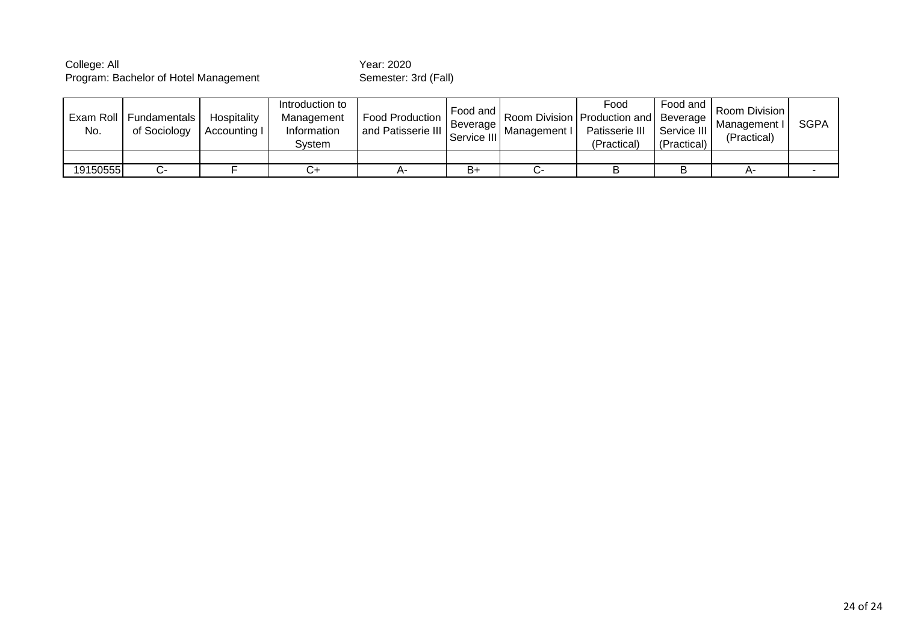College: All
Program: Bachelor of Hotel Management

Year: 2020
Semester: 3rd (Fall)

| Exam Roll No. | Fundamentals of Sociology | Hospitality Accounting I | Introduction to Management Information System | Food Production and Patisserie III | Food and Beverage Service III | Room Division Management I | Food Production and Patisserie III (Practical) | Food and Beverage Service III (Practical) | Room Division Management I (Practical) | SGPA |
|---|---|---|---|---|---|---|---|---|---|---|
| | | | | | | | | | | |
| 19150555 | C- | F | C+ | A- | B+ | C- | B | B | A- | - |